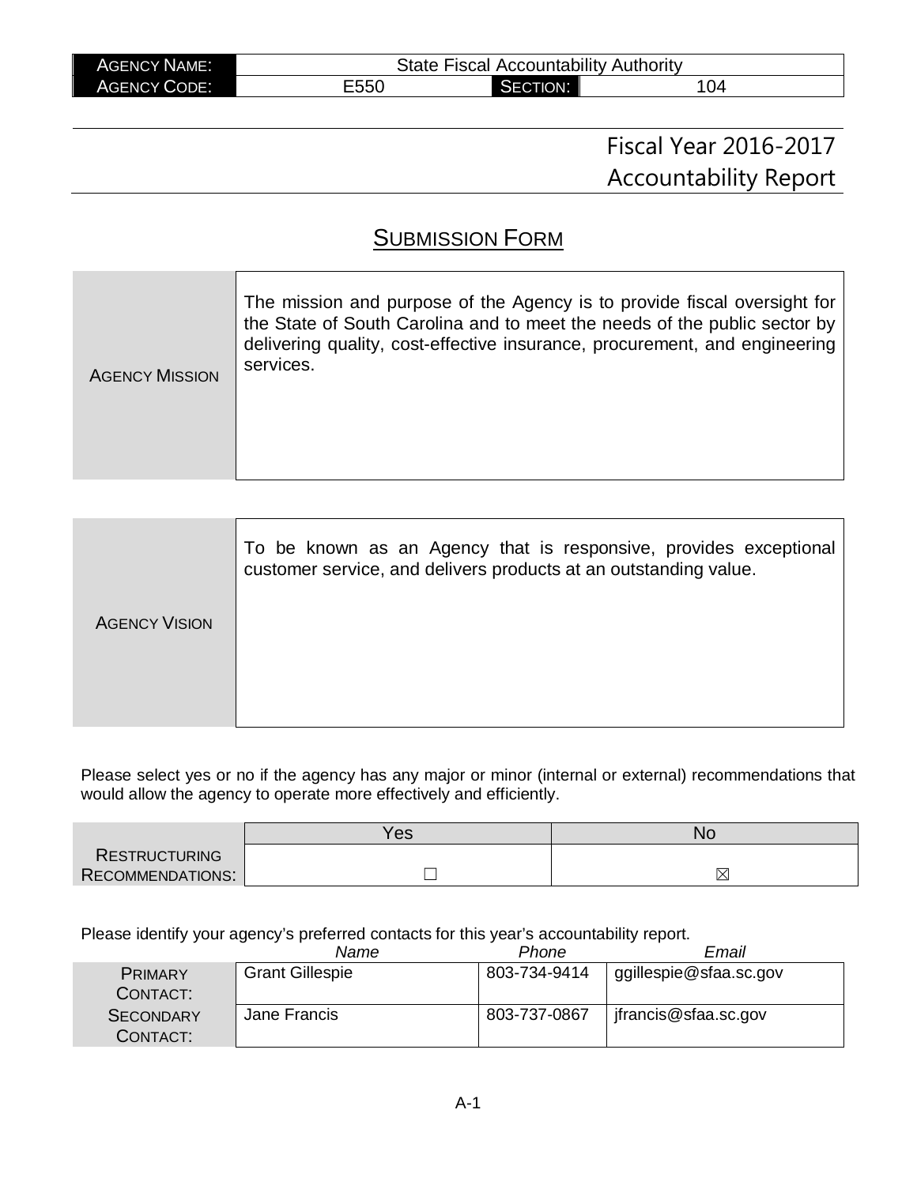| AGENCY NAME: | State Fiscal Accountability Authority | | |
|---|---|---|---|
| AGENCY CODE: | E550 | SECTION: | 104 |

# Fiscal Year 2016-2017 Accountability Report

## SUBMISSION FORM

| | |
|---|---|
| AGENCY MISSION | The mission and purpose of the Agency is to provide fiscal oversight for the State of South Carolina and to meet the needs of the public sector by delivering quality, cost-effective insurance, procurement, and engineering services. |

| | |
|---|---|
| AGENCY VISION | To be known as an Agency that is responsive, provides exceptional customer service, and delivers products at an outstanding value. |

Please select yes or no if the agency has any major or minor (internal or external) recommendations that would allow the agency to operate more effectively and efficiently.

| | Yes | No |
|---|---|---|
| RESTRUCTURING RECOMMENDATIONS: | ☐ | ☒ |

Please identify your agency's preferred contacts for this year's accountability report.

| | *Name* | *Phone* | *Email* |
|---|---|---|---|
| PRIMARY CONTACT: | Grant Gillespie | 803-734-9414 | ggillespie@sfaa.sc.gov |
| SECONDARY CONTACT: | Jane Francis | 803-737-0867 | jfrancis@sfaa.sc.gov |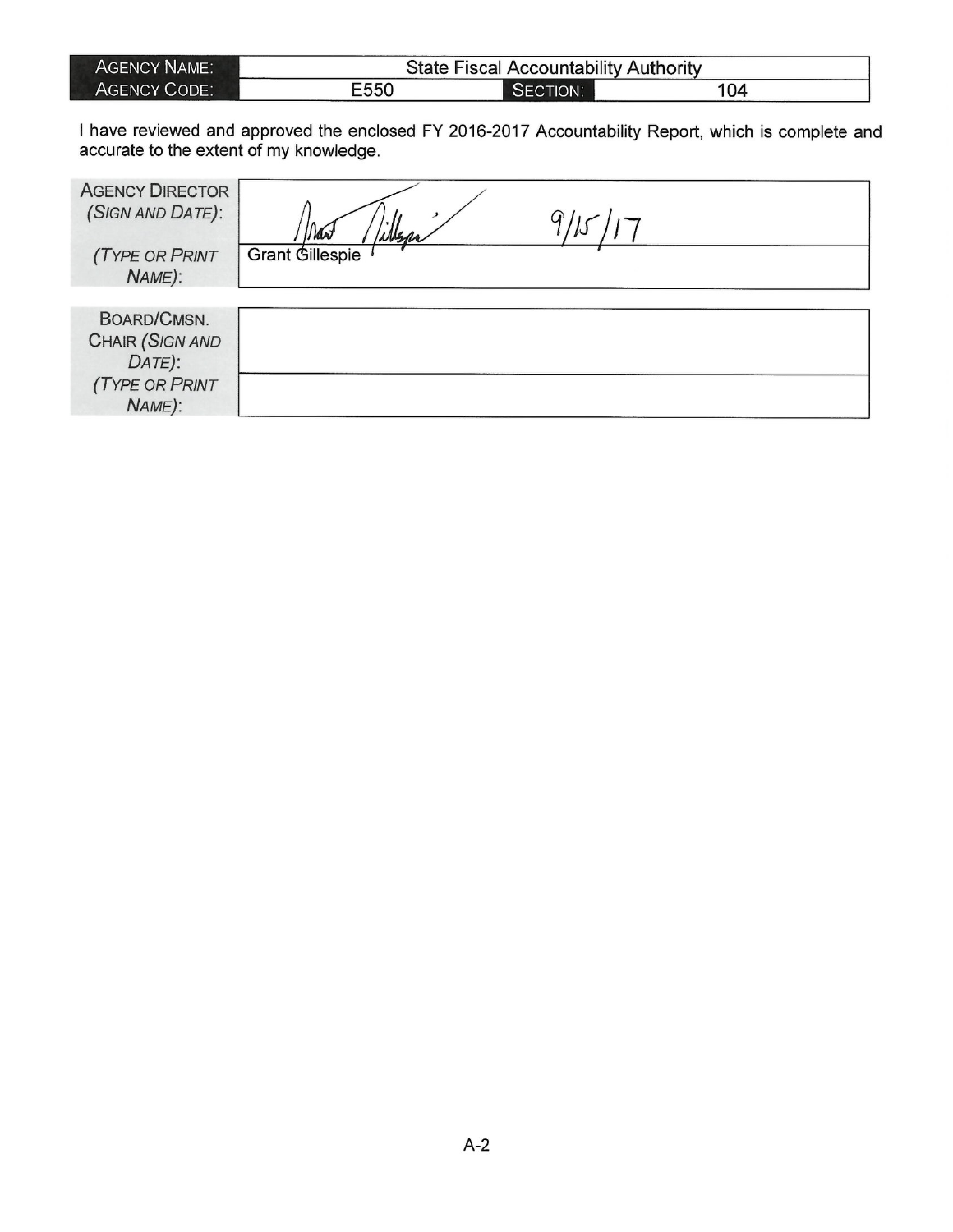| AGENCY NAME: | State Fiscal Accountability Authority | | |
|---|---|---|---|
| AGENCY CODE: | E550 | SECTION: | 104 |

I have reviewed and approved the enclosed FY 2016-2017 Accountability Report, which is complete and accurate to the extent of my knowledge.

| | |
|---|---|
| AGENCY DIRECTOR *(SIGN AND DATE)*: | Grant Gillespie 9/15/17 |
| *(TYPE OR PRINT NAME)*: | Grant Gillespie |

| | |
|---|---|
| BOARD/CMSN. CHAIR *(SIGN AND DATE)*: | |
| *(TYPE OR PRINT NAME)*: | |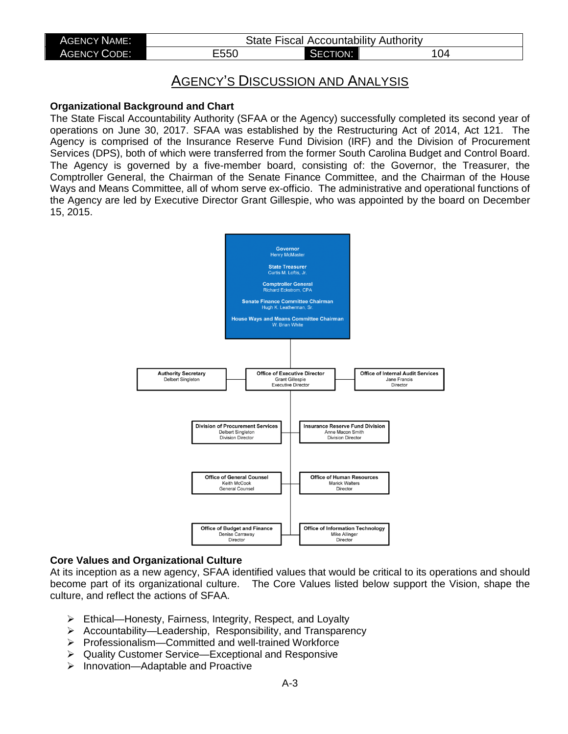| AGENCY NAME: | State Fiscal Accountability Authority | | |
|---|---|---|---|
| AGENCY CODE: | E550 | SECTION: | 104 |

## AGENCY'S DISCUSSION AND ANALYSIS

### Organizational Background and Chart

The State Fiscal Accountability Authority (SFAA or the Agency) successfully completed its second year of operations on June 30, 2017. SFAA was established by the Restructuring Act of 2014, Act 121. The Agency is comprised of the Insurance Reserve Fund Division (IRF) and the Division of Procurement Services (DPS), both of which were transferred from the former South Carolina Budget and Control Board. The Agency is governed by a five-member board, consisting of: the Governor, the Treasurer, the Comptroller General, the Chairman of the Senate Finance Committee, and the Chairman of the House Ways and Means Committee, all of whom serve ex-officio. The administrative and operational functions of the Agency are led by Executive Director Grant Gillespie, who was appointed by the board on December 15, 2015.

**Governor**
Henry McMaster

**State Treasurer**
Curtis M. Loftis, Jr.

**Comptroller General**
Richard Eckstrom, CPA

**Senate Finance Committee Chairman**
Hugh K. Leatherman, Sr.

**House Ways and Means Committee Chairman**
W. Brian White

**Authority Secretary**
Delbert Singleton

**Office of Executive Director**
Grant Gillespie
Executive Director

**Office of Internal Audit Services**
Jane Francis
Director

**Division of Procurement Services**
Delbert Singleton
Division Director

**Insurance Reserve Fund Division**
Anne Macon Smith
Division Director

**Office of General Counsel**
Keith McCook
General Counsel

**Office of Human Resources**
Marick Walters
Director

**Office of Budget and Finance**
Denise Carraway
Director

**Office of Information Technology**
Mike Allinger
Director

### Core Values and Organizational Culture

At its inception as a new agency, SFAA identified values that would be critical to its operations and should become part of its organizational culture. The Core Values listed below support the Vision, shape the culture, and reflect the actions of SFAA.

- Ethical—Honesty, Fairness, Integrity, Respect, and Loyalty
- Accountability—Leadership, Responsibility, and Transparency
- Professionalism—Committed and well-trained Workforce
- Quality Customer Service—Exceptional and Responsive
- Innovation—Adaptable and Proactive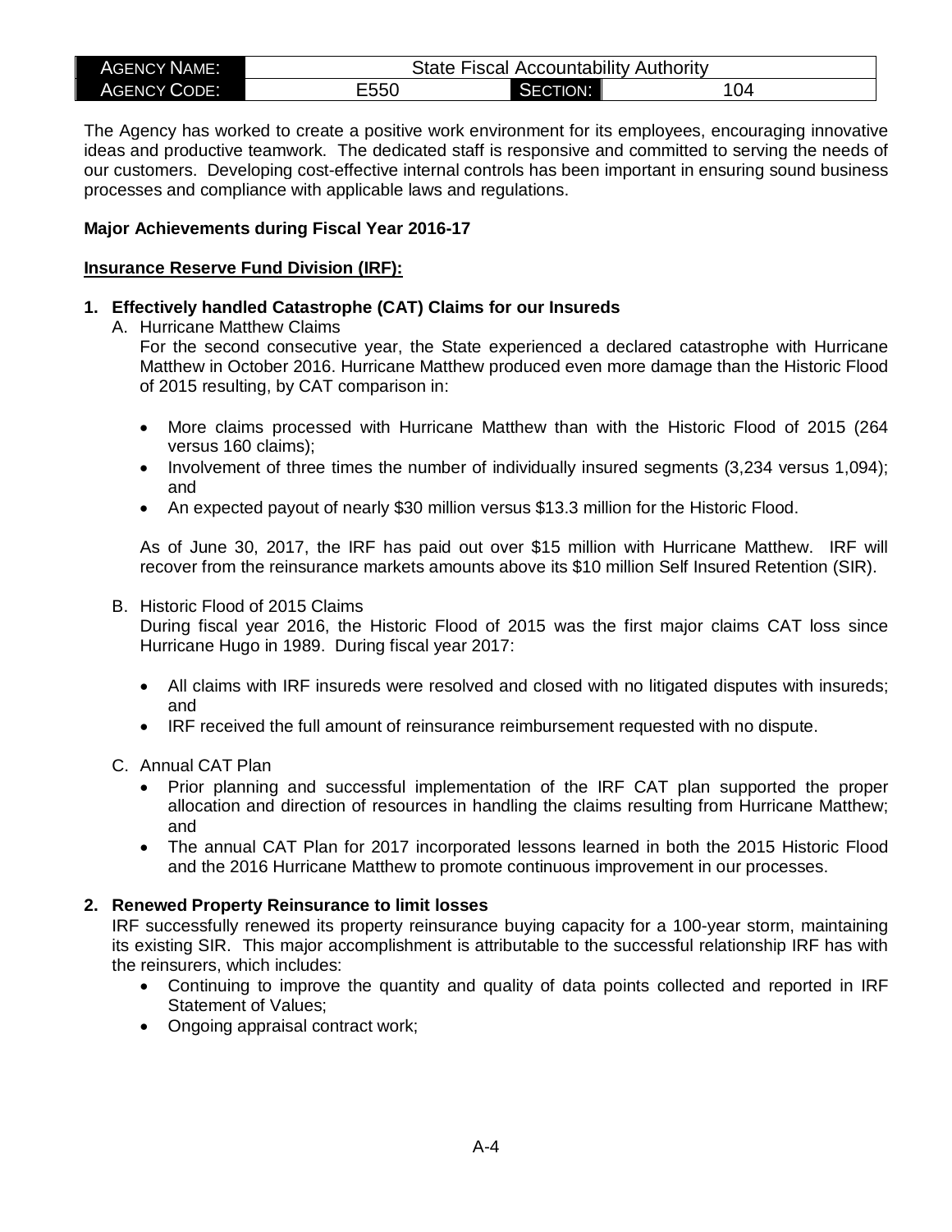The Agency has worked to create a positive work environment for its employees, encouraging innovative ideas and productive teamwork. The dedicated staff is responsive and committed to serving the needs of our customers. Developing cost-effective internal controls has been important in ensuring sound business processes and compliance with applicable laws and regulations.

**Major Achievements during Fiscal Year 2016-17**

**Insurance Reserve Fund Division (IRF):**

1. **Effectively handled Catastrophe (CAT) Claims for our Insureds**

   A. Hurricane Matthew Claims

   For the second consecutive year, the State experienced a declared catastrophe with Hurricane Matthew in October 2016. Hurricane Matthew produced even more damage than the Historic Flood of 2015 resulting, by CAT comparison in:

   - More claims processed with Hurricane Matthew than with the Historic Flood of 2015 (264 versus 160 claims);
   - Involvement of three times the number of individually insured segments (3,234 versus 1,094); and
   - An expected payout of nearly $30 million versus $13.3 million for the Historic Flood.

   As of June 30, 2017, the IRF has paid out over $15 million with Hurricane Matthew. IRF will recover from the reinsurance markets amounts above its $10 million Self Insured Retention (SIR).

   B. Historic Flood of 2015 Claims

   During fiscal year 2016, the Historic Flood of 2015 was the first major claims CAT loss since Hurricane Hugo in 1989. During fiscal year 2017:

   - All claims with IRF insureds were resolved and closed with no litigated disputes with insureds; and
   - IRF received the full amount of reinsurance reimbursement requested with no dispute.

   C. Annual CAT Plan

   - Prior planning and successful implementation of the IRF CAT plan supported the proper allocation and direction of resources in handling the claims resulting from Hurricane Matthew; and
   - The annual CAT Plan for 2017 incorporated lessons learned in both the 2015 Historic Flood and the 2016 Hurricane Matthew to promote continuous improvement in our processes.

2. **Renewed Property Reinsurance to limit losses**

   IRF successfully renewed its property reinsurance buying capacity for a 100-year storm, maintaining its existing SIR. This major accomplishment is attributable to the successful relationship IRF has with the reinsurers, which includes:

   - Continuing to improve the quantity and quality of data points collected and reported in IRF Statement of Values;
   - Ongoing appraisal contract work;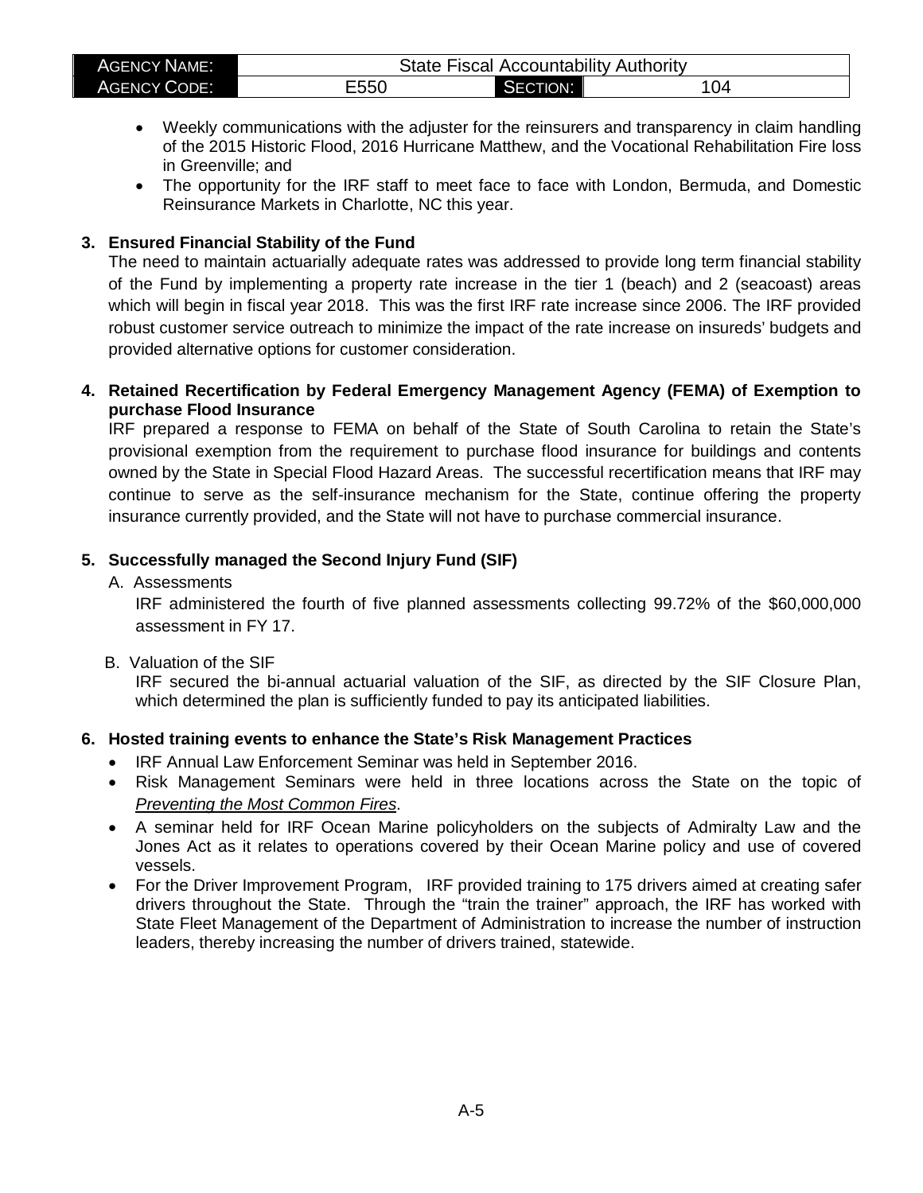| AGENCY NAME: | State Fiscal Accountability Authority | | |
|---|---|---|---|
| AGENCY CODE: | E550 | SECTION: | 104 |

- Weekly communications with the adjuster for the reinsurers and transparency in claim handling of the 2015 Historic Flood, 2016 Hurricane Matthew, and the Vocational Rehabilitation Fire loss in Greenville; and
- The opportunity for the IRF staff to meet face to face with London, Bermuda, and Domestic Reinsurance Markets in Charlotte, NC this year.

**3. Ensured Financial Stability of the Fund**

The need to maintain actuarially adequate rates was addressed to provide long term financial stability of the Fund by implementing a property rate increase in the tier 1 (beach) and 2 (seacoast) areas which will begin in fiscal year 2018. This was the first IRF rate increase since 2006. The IRF provided robust customer service outreach to minimize the impact of the rate increase on insureds' budgets and provided alternative options for customer consideration.

**4. Retained Recertification by Federal Emergency Management Agency (FEMA) of Exemption to purchase Flood Insurance**

IRF prepared a response to FEMA on behalf of the State of South Carolina to retain the State's provisional exemption from the requirement to purchase flood insurance for buildings and contents owned by the State in Special Flood Hazard Areas. The successful recertification means that IRF may continue to serve as the self-insurance mechanism for the State, continue offering the property insurance currently provided, and the State will not have to purchase commercial insurance.

**5. Successfully managed the Second Injury Fund (SIF)**

A. Assessments

IRF administered the fourth of five planned assessments collecting 99.72% of the $60,000,000 assessment in FY 17.

B. Valuation of the SIF

IRF secured the bi-annual actuarial valuation of the SIF, as directed by the SIF Closure Plan, which determined the plan is sufficiently funded to pay its anticipated liabilities.

**6. Hosted training events to enhance the State's Risk Management Practices**

- IRF Annual Law Enforcement Seminar was held in September 2016.
- Risk Management Seminars were held in three locations across the State on the topic of *Preventing the Most Common Fires*.
- A seminar held for IRF Ocean Marine policyholders on the subjects of Admiralty Law and the Jones Act as it relates to operations covered by their Ocean Marine policy and use of covered vessels.
- For the Driver Improvement Program, IRF provided training to 175 drivers aimed at creating safer drivers throughout the State. Through the "train the trainer" approach, the IRF has worked with State Fleet Management of the Department of Administration to increase the number of instruction leaders, thereby increasing the number of drivers trained, statewide.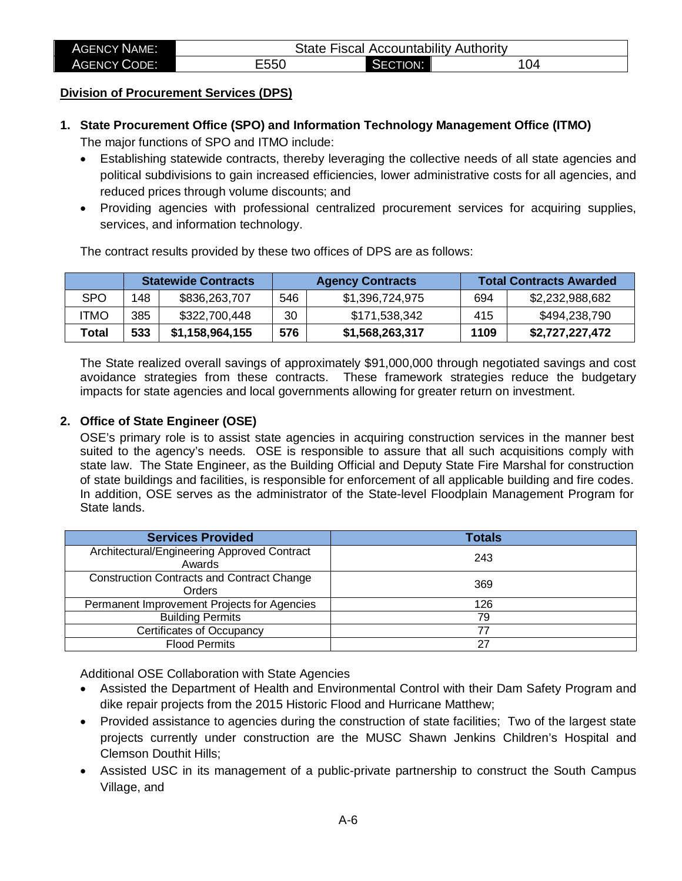**Division of Procurement Services (DPS)**

1. **State Procurement Office (SPO) and Information Technology Management Office (ITMO)**

   The major functions of SPO and ITMO include:

   - Establishing statewide contracts, thereby leveraging the collective needs of all state agencies and political subdivisions to gain increased efficiencies, lower administrative costs for all agencies, and reduced prices through volume discounts; and
   - Providing agencies with professional centralized procurement services for acquiring supplies, services, and information technology.

   The contract results provided by these two offices of DPS are as follows:

| | Statewide Contracts | | Agency Contracts | | Total Contracts Awarded | |
|---|---|---|---|---|---|---|
| SPO | 148 | $836,263,707 | 546 | $1,396,724,975 | 694 | $2,232,988,682 |
| ITMO | 385 | $322,700,448 | 30 | $171,538,342 | 415 | $494,238,790 |
| **Total** | **533** | **$1,158,964,155** | **576** | **$1,568,263,317** | **1109** | **$2,727,227,472** |

   The State realized overall savings of approximately $91,000,000 through negotiated savings and cost avoidance strategies from these contracts. These framework strategies reduce the budgetary impacts for state agencies and local governments allowing for greater return on investment.

2. **Office of State Engineer (OSE)**

   OSE's primary role is to assist state agencies in acquiring construction services in the manner best suited to the agency's needs. OSE is responsible to assure that all such acquisitions comply with state law. The State Engineer, as the Building Official and Deputy State Fire Marshal for construction of state buildings and facilities, is responsible for enforcement of all applicable building and fire codes. In addition, OSE serves as the administrator of the State-level Floodplain Management Program for State lands.

| Services Provided | Totals |
|---|---|
| Architectural/Engineering Approved Contract Awards | 243 |
| Construction Contracts and Contract Change Orders | 369 |
| Permanent Improvement Projects for Agencies | 126 |
| Building Permits | 79 |
| Certificates of Occupancy | 77 |
| Flood Permits | 27 |

   Additional OSE Collaboration with State Agencies

   - Assisted the Department of Health and Environmental Control with their Dam Safety Program and dike repair projects from the 2015 Historic Flood and Hurricane Matthew;
   - Provided assistance to agencies during the construction of state facilities; Two of the largest state projects currently under construction are the MUSC Shawn Jenkins Children's Hospital and Clemson Douthit Hills;
   - Assisted USC in its management of a public-private partnership to construct the South Campus Village, and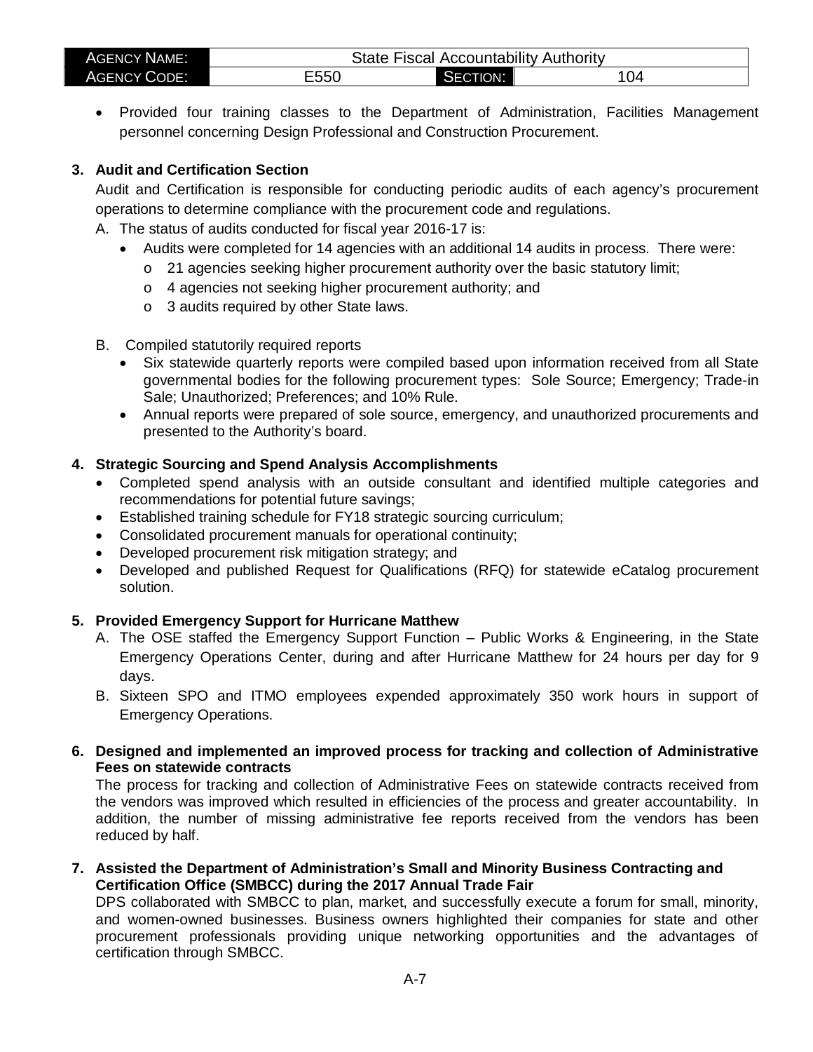- Provided four training classes to the Department of Administration, Facilities Management personnel concerning Design Professional and Construction Procurement.

**3. Audit and Certification Section**

Audit and Certification is responsible for conducting periodic audits of each agency's procurement operations to determine compliance with the procurement code and regulations.

A. The status of audits conducted for fiscal year 2016-17 is:
   - Audits were completed for 14 agencies with an additional 14 audits in process. There were:
     - 21 agencies seeking higher procurement authority over the basic statutory limit;
     - 4 agencies not seeking higher procurement authority; and
     - 3 audits required by other State laws.

B. Compiled statutorily required reports
   - Six statewide quarterly reports were compiled based upon information received from all State governmental bodies for the following procurement types: Sole Source; Emergency; Trade-in Sale; Unauthorized; Preferences; and 10% Rule.
   - Annual reports were prepared of sole source, emergency, and unauthorized procurements and presented to the Authority's board.

**4. Strategic Sourcing and Spend Analysis Accomplishments**

- Completed spend analysis with an outside consultant and identified multiple categories and recommendations for potential future savings;
- Established training schedule for FY18 strategic sourcing curriculum;
- Consolidated procurement manuals for operational continuity;
- Developed procurement risk mitigation strategy; and
- Developed and published Request for Qualifications (RFQ) for statewide eCatalog procurement solution.

**5. Provided Emergency Support for Hurricane Matthew**

A. The OSE staffed the Emergency Support Function – Public Works & Engineering, in the State Emergency Operations Center, during and after Hurricane Matthew for 24 hours per day for 9 days.

B. Sixteen SPO and ITMO employees expended approximately 350 work hours in support of Emergency Operations.

**6. Designed and implemented an improved process for tracking and collection of Administrative Fees on statewide contracts**

The process for tracking and collection of Administrative Fees on statewide contracts received from the vendors was improved which resulted in efficiencies of the process and greater accountability. In addition, the number of missing administrative fee reports received from the vendors has been reduced by half.

**7. Assisted the Department of Administration's Small and Minority Business Contracting and Certification Office (SMBCC) during the 2017 Annual Trade Fair**

DPS collaborated with SMBCC to plan, market, and successfully execute a forum for small, minority, and women-owned businesses. Business owners highlighted their companies for state and other procurement professionals providing unique networking opportunities and the advantages of certification through SMBCC.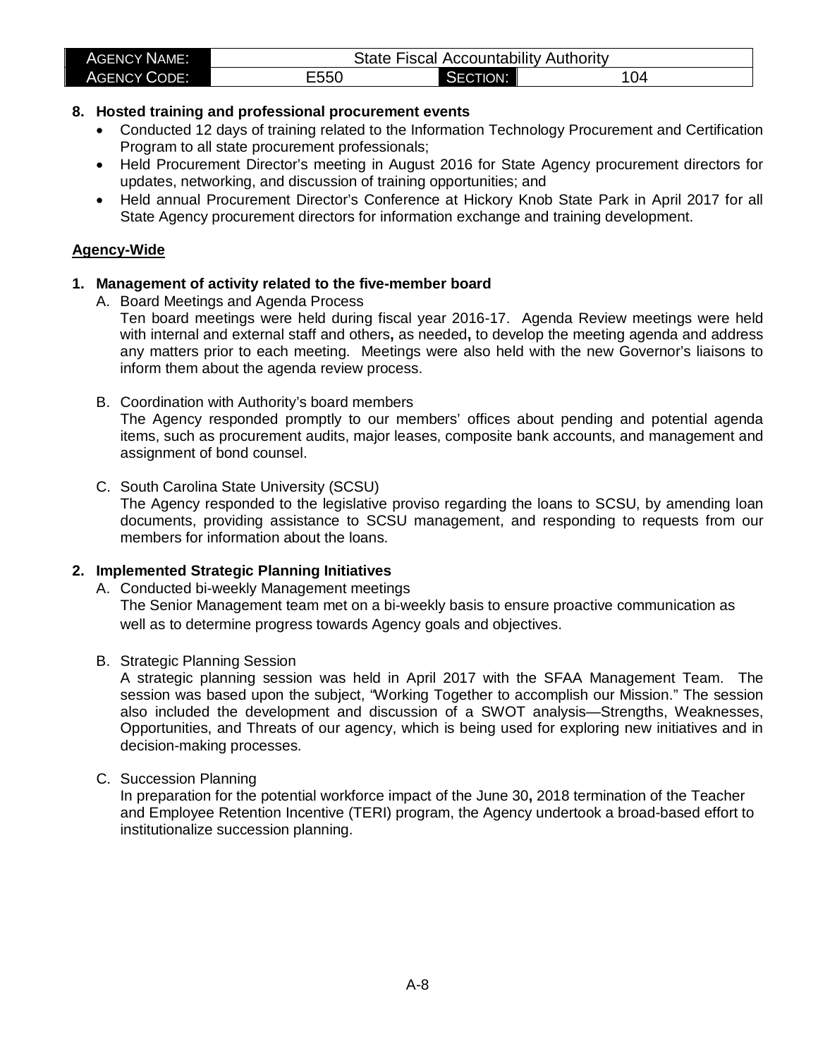**8. Hosted training and professional procurement events**

- Conducted 12 days of training related to the Information Technology Procurement and Certification Program to all state procurement professionals;
- Held Procurement Director's meeting in August 2016 for State Agency procurement directors for updates, networking, and discussion of training opportunities; and
- Held annual Procurement Director's Conference at Hickory Knob State Park in April 2017 for all State Agency procurement directors for information exchange and training development.

**Agency-Wide**

**1. Management of activity related to the five-member board**

A. Board Meetings and Agenda Process

Ten board meetings were held during fiscal year 2016-17. Agenda Review meetings were held with internal and external staff and others, as needed, to develop the meeting agenda and address any matters prior to each meeting. Meetings were also held with the new Governor's liaisons to inform them about the agenda review process.

B. Coordination with Authority's board members

The Agency responded promptly to our members' offices about pending and potential agenda items, such as procurement audits, major leases, composite bank accounts, and management and assignment of bond counsel.

C. South Carolina State University (SCSU)

The Agency responded to the legislative proviso regarding the loans to SCSU, by amending loan documents, providing assistance to SCSU management, and responding to requests from our members for information about the loans.

**2. Implemented Strategic Planning Initiatives**

A. Conducted bi-weekly Management meetings

The Senior Management team met on a bi-weekly basis to ensure proactive communication as well as to determine progress towards Agency goals and objectives.

B. Strategic Planning Session

A strategic planning session was held in April 2017 with the SFAA Management Team. The session was based upon the subject, "Working Together to accomplish our Mission." The session also included the development and discussion of a SWOT analysis—Strengths, Weaknesses, Opportunities, and Threats of our agency, which is being used for exploring new initiatives and in decision-making processes.

C. Succession Planning

In preparation for the potential workforce impact of the June 30, 2018 termination of the Teacher and Employee Retention Incentive (TERI) program, the Agency undertook a broad-based effort to institutionalize succession planning.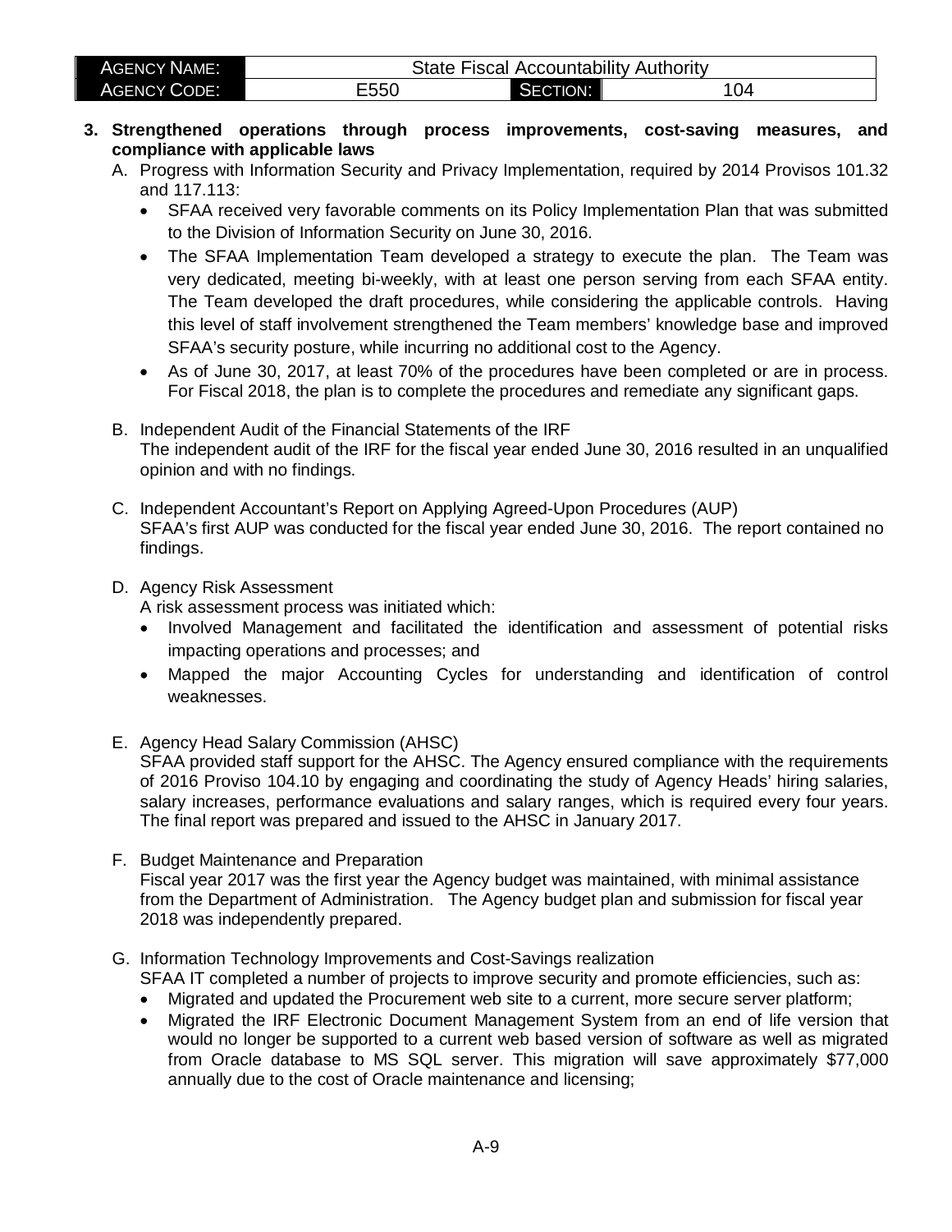**3. Strengthened operations through process improvements, cost-saving measures, and compliance with applicable laws**

A. Progress with Information Security and Privacy Implementation, required by 2014 Provisos 101.32 and 117.113:

- SFAA received very favorable comments on its Policy Implementation Plan that was submitted to the Division of Information Security on June 30, 2016.
- The SFAA Implementation Team developed a strategy to execute the plan. The Team was very dedicated, meeting bi-weekly, with at least one person serving from each SFAA entity. The Team developed the draft procedures, while considering the applicable controls. Having this level of staff involvement strengthened the Team members' knowledge base and improved SFAA's security posture, while incurring no additional cost to the Agency.
- As of June 30, 2017, at least 70% of the procedures have been completed or are in process. For Fiscal 2018, the plan is to complete the procedures and remediate any significant gaps.

B. Independent Audit of the Financial Statements of the IRF
The independent audit of the IRF for the fiscal year ended June 30, 2016 resulted in an unqualified opinion and with no findings.

C. Independent Accountant's Report on Applying Agreed-Upon Procedures (AUP)
SFAA's first AUP was conducted for the fiscal year ended June 30, 2016. The report contained no findings.

D. Agency Risk Assessment
A risk assessment process was initiated which:

- Involved Management and facilitated the identification and assessment of potential risks impacting operations and processes; and
- Mapped the major Accounting Cycles for understanding and identification of control weaknesses.

E. Agency Head Salary Commission (AHSC)
SFAA provided staff support for the AHSC. The Agency ensured compliance with the requirements of 2016 Proviso 104.10 by engaging and coordinating the study of Agency Heads' hiring salaries, salary increases, performance evaluations and salary ranges, which is required every four years. The final report was prepared and issued to the AHSC in January 2017.

F. Budget Maintenance and Preparation
Fiscal year 2017 was the first year the Agency budget was maintained, with minimal assistance from the Department of Administration. The Agency budget plan and submission for fiscal year 2018 was independently prepared.

G. Information Technology Improvements and Cost-Savings realization
SFAA IT completed a number of projects to improve security and promote efficiencies, such as:

- Migrated and updated the Procurement web site to a current, more secure server platform;
- Migrated the IRF Electronic Document Management System from an end of life version that would no longer be supported to a current web based version of software as well as migrated from Oracle database to MS SQL server. This migration will save approximately $77,000 annually due to the cost of Oracle maintenance and licensing;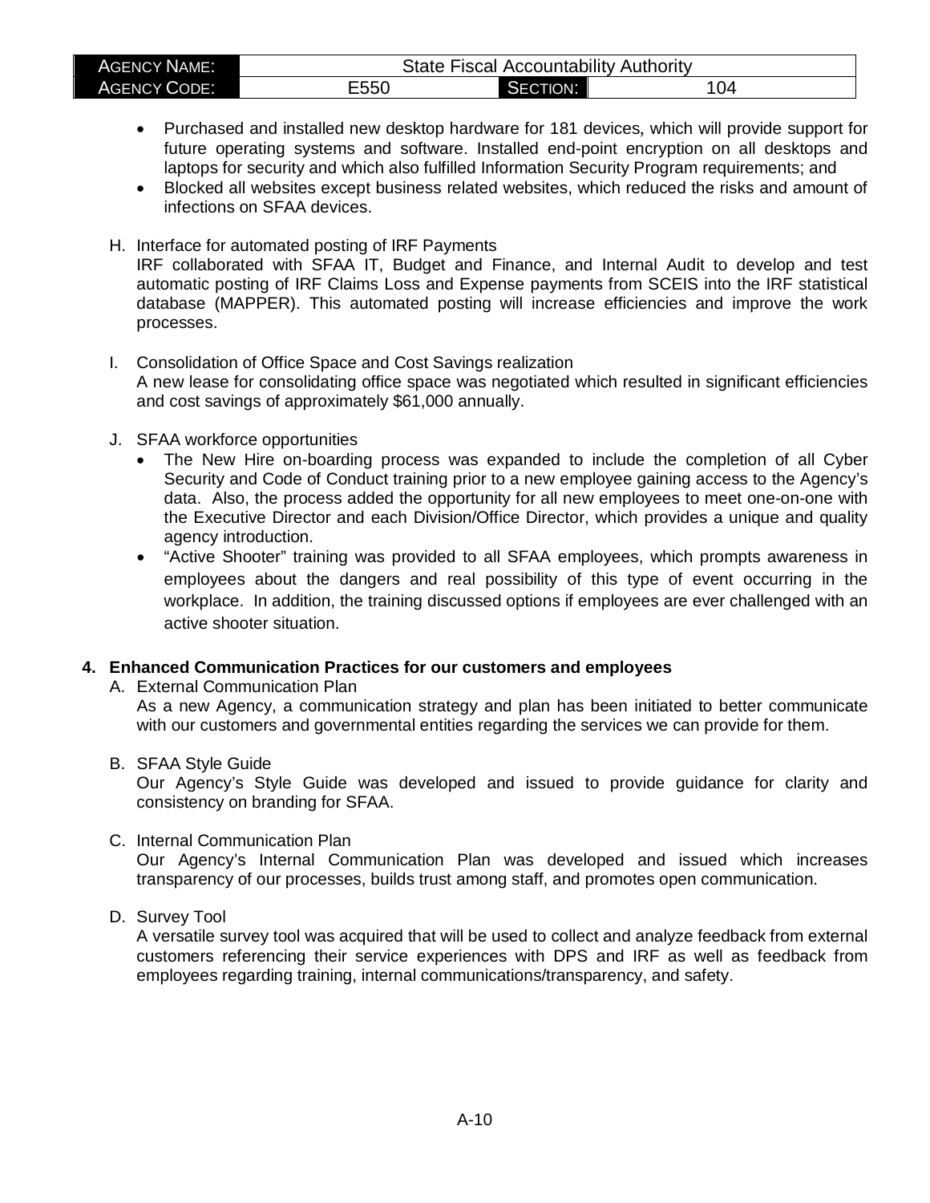- Purchased and installed new desktop hardware for 181 devices, which will provide support for future operating systems and software. Installed end-point encryption on all desktops and laptops for security and which also fulfilled Information Security Program requirements; and
- Blocked all websites except business related websites, which reduced the risks and amount of infections on SFAA devices.

H. Interface for automated posting of IRF Payments
IRF collaborated with SFAA IT, Budget and Finance, and Internal Audit to develop and test automatic posting of IRF Claims Loss and Expense payments from SCEIS into the IRF statistical database (MAPPER). This automated posting will increase efficiencies and improve the work processes.

I. Consolidation of Office Space and Cost Savings realization
A new lease for consolidating office space was negotiated which resulted in significant efficiencies and cost savings of approximately $61,000 annually.

J. SFAA workforce opportunities
- The New Hire on-boarding process was expanded to include the completion of all Cyber Security and Code of Conduct training prior to a new employee gaining access to the Agency's data. Also, the process added the opportunity for all new employees to meet one-on-one with the Executive Director and each Division/Office Director, which provides a unique and quality agency introduction.
- "Active Shooter" training was provided to all SFAA employees, which prompts awareness in employees about the dangers and real possibility of this type of event occurring in the workplace. In addition, the training discussed options if employees are ever challenged with an active shooter situation.

**4. Enhanced Communication Practices for our customers and employees**

A. External Communication Plan
As a new Agency, a communication strategy and plan has been initiated to better communicate with our customers and governmental entities regarding the services we can provide for them.

B. SFAA Style Guide
Our Agency's Style Guide was developed and issued to provide guidance for clarity and consistency on branding for SFAA.

C. Internal Communication Plan
Our Agency's Internal Communication Plan was developed and issued which increases transparency of our processes, builds trust among staff, and promotes open communication.

D. Survey Tool
A versatile survey tool was acquired that will be used to collect and analyze feedback from external customers referencing their service experiences with DPS and IRF as well as feedback from employees regarding training, internal communications/transparency, and safety.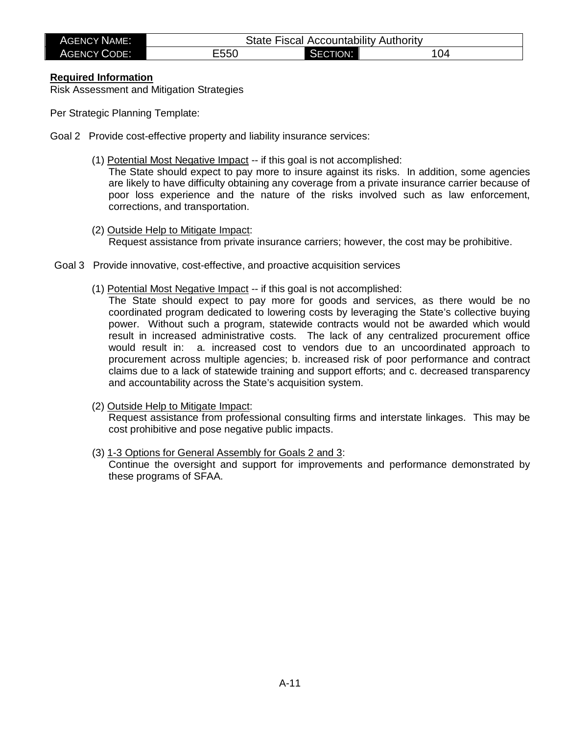| AGENCY NAME: | State Fiscal Accountability Authority | | |
| --- | --- | --- | --- |
| AGENCY CODE: | E550 | SECTION: | 104 |

**Required Information**

Risk Assessment and Mitigation Strategies

Per Strategic Planning Template:

Goal 2 Provide cost-effective property and liability insurance services:

(1) Potential Most Negative Impact -- if this goal is not accomplished:
The State should expect to pay more to insure against its risks. In addition, some agencies are likely to have difficulty obtaining any coverage from a private insurance carrier because of poor loss experience and the nature of the risks involved such as law enforcement, corrections, and transportation.

(2) Outside Help to Mitigate Impact:
Request assistance from private insurance carriers; however, the cost may be prohibitive.

Goal 3 Provide innovative, cost-effective, and proactive acquisition services

(1) Potential Most Negative Impact -- if this goal is not accomplished:
The State should expect to pay more for goods and services, as there would be no coordinated program dedicated to lowering costs by leveraging the State's collective buying power. Without such a program, statewide contracts would not be awarded which would result in increased administrative costs. The lack of any centralized procurement office would result in: a. increased cost to vendors due to an uncoordinated approach to procurement across multiple agencies; b. increased risk of poor performance and contract claims due to a lack of statewide training and support efforts; and c. decreased transparency and accountability across the State's acquisition system.

(2) Outside Help to Mitigate Impact:
Request assistance from professional consulting firms and interstate linkages. This may be cost prohibitive and pose negative public impacts.

(3) 1-3 Options for General Assembly for Goals 2 and 3:
Continue the oversight and support for improvements and performance demonstrated by these programs of SFAA.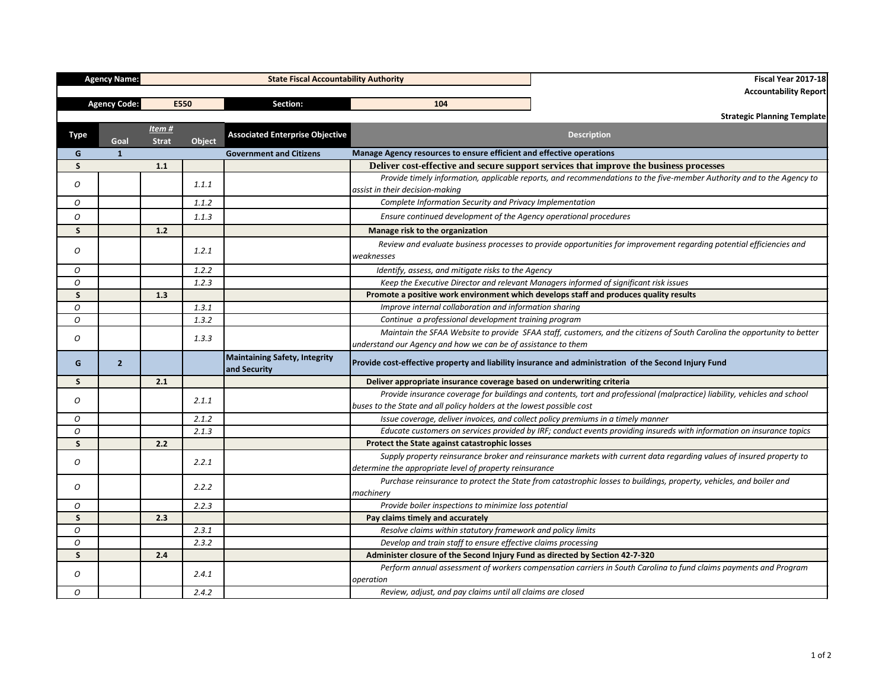| Agency Name: | State Fiscal Accountability Authority | | | | Fiscal Year 2017-18 |
|---|---|---|---|---|---|
| | | | | | Accountability Report |
| Agency Code: | E550 | Section: | 104 | | |
| | | | | | Strategic Planning Template |

| Type | Goal | Item # Strat | Object | Associated Enterprise Objective | Description |
|---|---|---|---|---|---|
| G | 1 | | | Government and Citizens | Manage Agency resources to ensure efficient and effective operations |
| S | | 1.1 | | | Deliver cost-effective and secure support services that improve the business processes |
| O | | | 1.1.1 | | *Provide timely information, applicable reports, and recommendations to the five-member Authority and to the Agency to assist in their decision-making* |
| O | | | 1.1.2 | | *Complete Information Security and Privacy Implementation* |
| O | | | 1.1.3 | | *Ensure continued development of the Agency operational procedures* |
| S | | 1.2 | | | Manage risk to the organization |
| O | | | 1.2.1 | | *Review and evaluate business processes to provide opportunities for improvement regarding potential efficiencies and weaknesses* |
| O | | | 1.2.2 | | *Identify, assess, and mitigate risks to the Agency* |
| O | | | 1.2.3 | | *Keep the Executive Director and relevant Managers informed of significant risk issues* |
| S | | 1.3 | | | Promote a positive work environment which develops staff and produces quality results |
| O | | | 1.3.1 | | *Improve internal collaboration and information sharing* |
| O | | | 1.3.2 | | *Continue a professional development training program* |
| O | | | 1.3.3 | | *Maintain the SFAA Website to provide SFAA staff, customers, and the citizens of South Carolina the opportunity to better understand our Agency and how we can be of assistance to them* |
| G | 2 | | | Maintaining Safety, Integrity and Security | Provide cost-effective property and liability insurance and administration of the Second Injury Fund |
| S | | 2.1 | | | Deliver appropriate insurance coverage based on underwriting criteria |
| O | | | 2.1.1 | | *Provide insurance coverage for buildings and contents, tort and professional (malpractice) liability, vehicles and school buses to the State and all policy holders at the lowest possible cost* |
| O | | | 2.1.2 | | *Issue coverage, deliver invoices, and collect policy premiums in a timely manner* |
| O | | | 2.1.3 | | *Educate customers on services provided by IRF; conduct events providing insureds with information on insurance topics* |
| S | | 2.2 | | | Protect the State against catastrophic losses |
| O | | | 2.2.1 | | *Supply property reinsurance broker and reinsurance markets with current data regarding values of insured property to determine the appropriate level of property reinsurance* |
| O | | | 2.2.2 | | *Purchase reinsurance to protect the State from catastrophic losses to buildings, property, vehicles, and boiler and machinery* |
| O | | | 2.2.3 | | *Provide boiler inspections to minimize loss potential* |
| S | | 2.3 | | | Pay claims timely and accurately |
| O | | | 2.3.1 | | *Resolve claims within statutory framework and policy limits* |
| O | | | 2.3.2 | | *Develop and train staff to ensure effective claims processing* |
| S | | 2.4 | | | Administer closure of the Second Injury Fund as directed by Section 42-7-320 |
| O | | | 2.4.1 | | *Perform annual assessment of workers compensation carriers in South Carolina to fund claims payments and Program operation* |
| O | | | 2.4.2 | | *Review, adjust, and pay claims until all claims are closed* |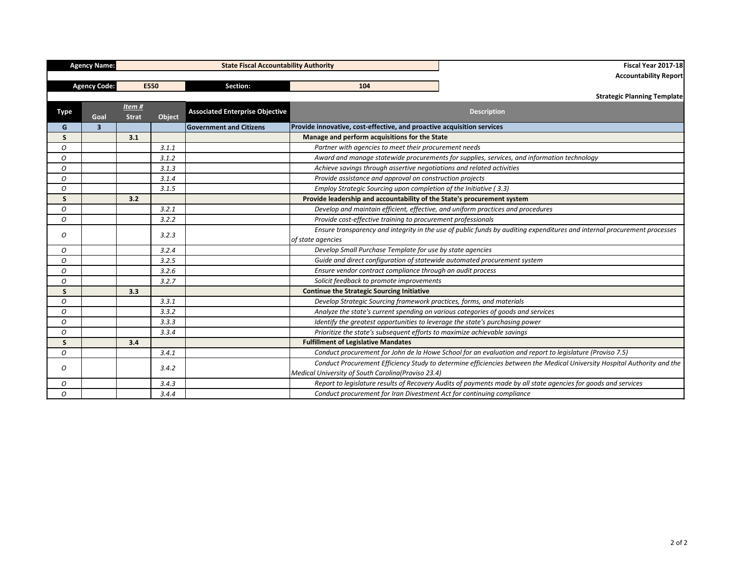| Agency Name: | State Fiscal Accountability Authority | | | | Fiscal Year 2017-18 |
|---|---|---|---|---|---|
| | | | | | Accountability Report |
| Agency Code: | E550 | Section: | 104 | | |
| | | | | | Strategic Planning Template |

| Type | Goal | Item # Strat | Object | Associated Enterprise Objective | Description |
|---|---|---|---|---|---|
| G | 3 | | | Government and Citizens | **Provide innovative, cost-effective, and proactive acquisition services** |
| S | | 3.1 | | | **Manage and perform acquisitions for the State** |
| *O* | | | *3.1.1* | | *Partner with agencies to meet their procurement needs* |
| *O* | | | *3.1.2* | | *Award and manage statewide procurements for supplies, services, and information technology* |
| *O* | | | *3.1.3* | | *Achieve savings through assertive negotiations and related activities* |
| *O* | | | *3.1.4* | | *Provide assistance and approval on construction projects* |
| *O* | | | *3.1.5* | | *Employ Strategic Sourcing upon completion of the Initiative ( 3.3)* |
| S | | 3.2 | | | **Provide leadership and accountability of the State's procurement system** |
| *O* | | | *3.2.1* | | *Develop and maintain efficient, effective, and uniform practices and procedures* |
| *O* | | | *3.2.2* | | *Provide cost-effective training to procurement professionals* |
| *O* | | | *3.2.3* | | *Ensure transparency and integrity in the use of public funds by auditing expenditures and internal procurement processes of state agencies* |
| *O* | | | *3.2.4* | | *Develop Small Purchase Template for use by state agencies* |
| *O* | | | *3.2.5* | | *Guide and direct configuration of statewide automated procurement system* |
| *O* | | | *3.2.6* | | *Ensure vendor contract compliance through an audit process* |
| *O* | | | *3.2.7* | | *Solicit feedback to promote improvements* |
| S | | 3.3 | | | **Continue the Strategic Sourcing Initiative** |
| *O* | | | *3.3.1* | | *Develop Strategic Sourcing framework practices, forms, and materials* |
| *O* | | | *3.3.2* | | *Analyze the state's current spending on various categories of goods and services* |
| *O* | | | *3.3.3* | | *Identify the greatest opportunities to leverage the state's purchasing power* |
| *O* | | | *3.3.4* | | *Prioritize the state's subsequent efforts to maximize achievable savings* |
| S | | 3.4 | | | **Fulfillment of Legislative Mandates** |
| *O* | | | *3.4.1* | | *Conduct procurement for John de la Howe School for an evaluation and report to legislature (Proviso 7.5)* |
| *O* | | | *3.4.2* | | *Conduct Procurement Efficiency Study to determine efficiencies between the Medical University Hospital Authority and the Medical University of South Carolina(Proviso 23.4)* |
| *O* | | | *3.4.3* | | *Report to legislature results of Recovery Audits of payments made by all state agencies for goods and services* |
| *O* | | | *3.4.4* | | *Conduct procurement for Iran Divestment Act for continuing compliance* |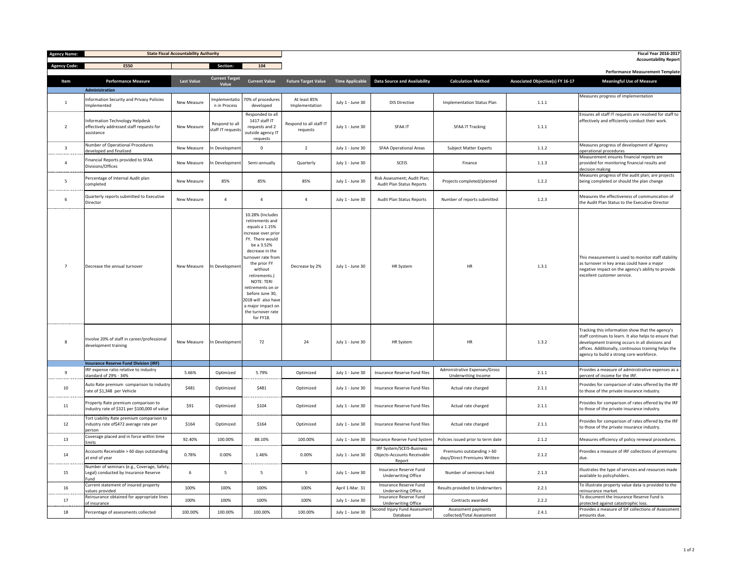| Agency Name: | State Fiscal Accountability Authority | | | |
|---|---|---|---|---|
| Agency Code: | E550 | | Section: | 104 |

**Fiscal Year 2016-2017**
**Accountability Report**

**Performance Measurement Template**

| Item | Performance Measure | Last Value | Current Target Value | Current Value | Future Target Value | Time Applicable | Data Source and Availability | Calculation Method | Associated Objective(s) FY 16-17 | Meaningful Use of Measure |
|---|---|---|---|---|---|---|---|---|---|---|
| | **Administration** | | | | | | | | | |
| 1 | Information Security and Privacy Policies Implemented | New Measure | Implementation in Process | 70% of procedures developed | At least 85% Implementation | July 1 - June 30 | DIS Directive | Implementation Status Plan | 1.1.1 | Measures progress of implementation |
| 2 | Information Technology Helpdesk effectively addressed staff requests for assistance | New Measure | Respond to all staff IT requests | Responded to all 1417 staff IT requests and 2 outside agency IT requests | Respond to all staff IT requests | July 1 - June 30 | SFAA IT | SFAA IT Tracking | 1.1.1 | Ensures all staff IT requests are resolved for staff to effectively and efficiently conduct their work. |
| 3 | Number of Operational Procedures developed and finalized | New Measure | In Development | 0 | 2 | July 1 - June 30 | SFAA Operational Areas | Subject Matter Experts | 1.1.2 | Measures progress of development of Agency operational procedures |
| 4 | Financial Reports provided to SFAA Divisions/Offices | New Measure | In Development | Semi-annually | Quarterly | July 1 - June 30 | SCEIS | Finance | 1.1.3 | Measurement ensures financial reports are provided for monitoring financial results and decision making |
| 5 | Percentage of Internal Audit plan completed | New Measure | 85% | 85% | 85% | July 1 - June 30 | Risk Assessment; Audit Plan; Audit Plan Status Reports | Projects completed/planned | 1.2.2 | Measures progress of the audit plan; are projects being completed or should the plan change |
| 6 | Quarterly reports submitted to Executive Director | New Measure | 4 | 4 | 4 | July 1 - June 30 | Audit Plan Status Reports | Number of reports submitted | 1.2.3 | Measures the effectiveness of communication of the Audit Plan Status to the Executive Director |
| 7 | Decrease the annual turnover | New Measure | In Development | 10.28% (Includes retirements and equals a 1.15% increase over prior FY. There would be a 3.52% decrease in the turnover rate from the prior FY without retirements.) NOTE: TERI retirements on or before June 30, 2018 will also have a major impact on the turnover rate for FY18. | Decrease by 2% | July 1 - June 30 | HR System | HR | 1.3.1 | This measurement is used to monitor staff stability as turnover in key areas could have a major negative impact on the agency's ability to provide excellent customer service. |
| 8 | Involve 20% of staff in career/professional development training | New Measure | In Development | 72 | 24 | July 1 - June 30 | HR System | HR | 1.3.2 | Tracking this information show that the agency's staff continues to learn. It also helps to ensure that development training occurs in all divisions and offices. Additionally, continuous training helps the agency to build a strong core workforce. |
| | **Insurance Reserve Fund Division (IRF)** | | | | | | | | | |
| 9 | IRF expense ratio relative to industry standard of 29% - 34% | 5.66% | Optimized | 5.79% | Optimized | July 1 - June 30 | Insurance Reserve Fund files | Administrative Expenses/Gross Underwriting Income | 2.1.1 | Provides a measure of administrative expenses as a percent of income for the IRF. |
| 10 | Auto Rate premium comparison to industry rate of $1,348 per Vehicle | $481 | Optimized | $481 | Optimized | July 1 - June 30 | Insurance Reserve Fund files | Actual rate charged | 2.1.1 | Provides for comparison of rates offered by the IRF to those of the private insurance industry. |
| 11 | Property Rate premium comparison to industry rate of $321 per $100,000 of value | $91 | Optimized | $104 | Optimized | July 1 - June 30 | Insurance Reserve Fund files | Actual rate charged | 2.1.1 | Provides for comparison of rates offered by the IRF to those of the private insurance industry. |
| 12 | Tort Liability Rate premium comparison to industry rate of$472 average rate per person | $164 | Optimized | $164 | Optimized | July 1 - June 30 | Insurance Reserve Fund files | Actual rate charged | 2.1.1 | Provides for comparison of rates offered by the IRF to those of the private insurance industry. |
| 13 | Coverage placed and in force within time limits | 92.40% | 100.00% | 88.10% | 100.00% | July 1 - June 30 | Insurance Reserve Fund System | Policies issued prior to term date | 2.1.2 | Measures efficiency of policy renewal procedures. |
| 14 | Accounts Receivable > 60 days outstanding at end of year | 0.78% | 0.00% | 1.46% | 0.00% | July 1 - June 30 | IRF System/SCEIS-Business Objects-Accounts Receivable Report | Premiums outstanding > 60 days/Direct Premiums Written | 2.1.2 | Provides a measure of IRF collections of premiums due. |
| 15 | Number of seminars (e.g., Coverage, Safety, Legal) conducted by Insurance Reserve Fund | 6 | 5 | 5 | 5 | July 1 - June 30 | Insurance Reserve Fund Underwriting Office | Number of seminars held | 2.1.3 | Illustrates the type of services and resources made available to policyholders. |
| 16 | Current statement of insured property values provided | 100% | 100% | 100% | 100% | April 1-Mar. 31 | Insurance Reserve Fund Underwriting Office | Results provided to Underwriters | 2.2.1 | To illustrate property value data is provided to the reinsurance market. |
| 17 | Reinsurance obtained for appropriate lines of insurance | 100% | 100% | 100% | 100% | July 1 - June 30 | Insurance Reserve Fund Underwriting Office | Contracts awarded | 2.2.2 | To document the Insurance Reserve Fund is protected against catastrophic loss. |
| 18 | Percentage of assessments collected | 100.00% | 100.00% | 100.00% | 100.00% | July 1 - June 30 | Second Injury Fund Assessment Database | Assessment payments collected/Total Assessment | 2.4.1 | Provides a measure of SIF collections of Assessment amounts due. |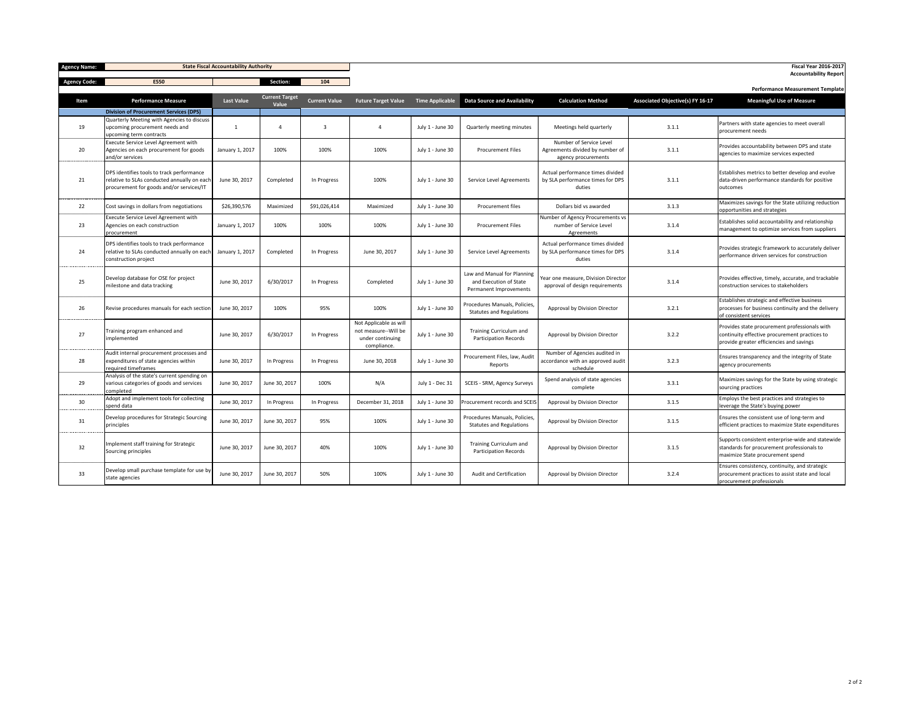| Agency Name: | State Fiscal Accountability Authority | | | | Fiscal Year 2016-2017 Accountability Report |
|---|---|---|---|---|---|
| Agency Code: | E550 | Section: | 104 | | Performance Measurement Template |

| Item | Performance Measure | Last Value | Current Target Value | Current Value | Future Target Value | Time Applicable | Data Source and Availability | Calculation Method | Associated Objective(s) FY 16-17 | Meaningful Use of Measure |
|---|---|---|---|---|---|---|---|---|---|---|
| | **Division of Procurement Services (DPS)** | | | | | | | | | |
| 19 | Quarterly Meeting with Agencies to discuss upcoming procurement needs and upcoming term contracts | 1 | 4 | 3 | 4 | July 1 - June 30 | Quarterly meeting minutes | Meetings held quarterly | 3.1.1 | Partners with state agencies to meet overall procurement needs |
| 20 | Execute Service Level Agreement with Agencies on each procurement for goods and/or services | January 1, 2017 | 100% | 100% | 100% | July 1 - June 30 | Procurement Files | Number of Service Level Agreements divided by number of agency procurements | 3.1.1 | Provides accountability between DPS and state agencies to maximize services expected |
| 21 | DPS identifies tools to track performance relative to SLAs conducted annually on each procurement for goods and/or services/IT | June 30, 2017 | Completed | In Progress | 100% | July 1 - June 30 | Service Level Agreements | Actual performance times divided by SLA performance times for DPS duties | 3.1.1 | Establishes metrics to better develop and evolve data-driven performance standards for positive outcomes |
| 22 | Cost savings in dollars from negotiations | $26,390,576 | Maximized | $91,026,414 | Maximized | July 1 - June 30 | Procurement files | Dollars bid vs awarded | 3.1.3 | Maximizes savings for the State utilizing reduction opportunities and strategies |
| 23 | Execute Service Level Agreement with Agencies on each construction procurement | January 1, 2017 | 100% | 100% | 100% | July 1 - June 30 | Procurement Files | Number of Agency Procurements vs number of Service Level Agreements | 3.1.4 | Establishes solid accountability and relationship management to optimize services from suppliers |
| 24 | DPS identifies tools to track performance relative to SLAs conducted annually on each construction project | January 1, 2017 | Completed | In Progress | June 30, 2017 | July 1 - June 30 | Service Level Agreements | Actual performance times divided by SLA performance times for DPS duties | 3.1.4 | Provides strategic framework to accurately deliver performance driven services for construction |
| 25 | Develop database for OSE for project milestone and data tracking | June 30, 2017 | 6/30/2017 | In Progress | Completed | July 1 - June 30 | Law and Manual for Planning and Execution of State Permanent Improvements | Year one measure, Division Director approval of design requirements | 3.1.4 | Provides effective, timely, accurate, and trackable construction services to stakeholders |
| 26 | Revise procedures manuals for each section | June 30, 2017 | 100% | 95% | 100% | July 1 - June 30 | Procedures Manuals, Policies, Statutes and Regulations | Approval by Division Director | 3.2.1 | Establishes strategic and effective business processes for business continuity and the delivery of consistent services |
| 27 | Training program enhanced and implemented | June 30, 2017 | 6/30/2017 | In Progress | Not Applicable as will not measure--Will be under continuing compliance. | July 1 - June 30 | Training Curriculum and Participation Records | Approval by Division Director | 3.2.2 | Provides state procurement professionals with continuity effective procurement practices to provide greater efficiencies and savings |
| 28 | Audit internal procurement processes and expenditures of state agencies within required timeframes | June 30, 2017 | In Progress | In Progress | June 30, 2018 | July 1 - June 30 | Procurement Files, law, Audit Reports | Number of Agencies audited in accordance with an approved audit schedule | 3.2.3 | Ensures transparency and the integrity of State agency procurements |
| 29 | Analysis of the state's current spending on various categories of goods and services completed | June 30, 2017 | June 30, 2017 | 100% | N/A | July 1 - Dec 31 | SCEIS - SRM, Agency Surveys | Spend analysis of state agencies complete | 3.3.1 | Maximizes savings for the State by using strategic sourcing practices |
| 30 | Adopt and implement tools for collecting spend data | June 30, 2017 | In Progress | In Progress | December 31, 2018 | July 1 - June 30 | Procurement records and SCEIS | Approval by Division Director | 3.1.5 | Employs the best practices and strategies to leverage the State's buying power |
| 31 | Develop procedures for Strategic Sourcing principles | June 30, 2017 | June 30, 2017 | 95% | 100% | July 1 - June 30 | Procedures Manuals, Policies, Statutes and Regulations | Approval by Division Director | 3.1.5 | Ensures the consistent use of long-term and efficient practices to maximize State expenditures |
| 32 | Implement staff training for Strategic Sourcing principles | June 30, 2017 | June 30, 2017 | 40% | 100% | July 1 - June 30 | Training Curriculum and Participation Records | Approval by Division Director | 3.1.5 | Supports consistent enterprise-wide and statewide standards for procurement professionals to maximize State procurement spend |
| 33 | Develop small purchase template for use by state agencies | June 30, 2017 | June 30, 2017 | 50% | 100% | July 1 - June 30 | Audit and Certification | Approval by Division Director | 3.2.4 | Ensures consistency, continuity, and strategic procurement practices to assist state and local procurement professionals |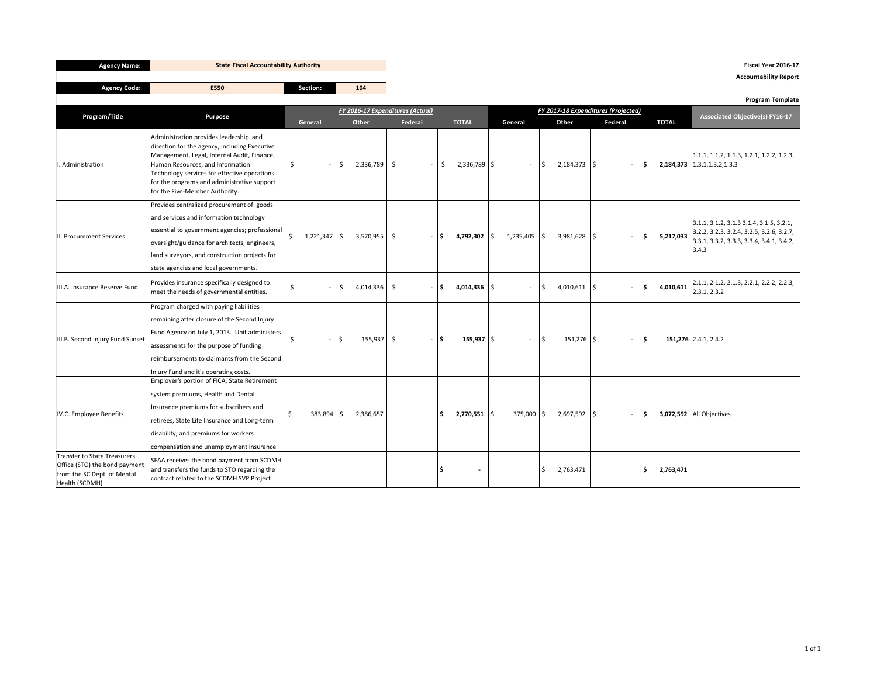| Agency Name: | State Fiscal Accountability Authority | | |
|---|---|---|---|
| Agency Code: | E550 | Section: | 104 |

**Fiscal Year 2016-17**
**Accountability Report**

**Program Template**

| Program/Title | Purpose | FY 2016-17 Expenditures (Actual) | | | | FY 2017-18 Expenditures (Projected) | | | | Associated Objective(s) FY16-17 |
|---|---|---|---|---|---|---|---|---|---|---|
| | | General | Other | Federal | TOTAL | General | Other | Federal | TOTAL | |
| I. Administration | Administration provides leadership and direction for the agency, including Executive Management, Legal, Internal Audit, Finance, Human Resources, and Information Technology services for effective operations for the programs and administrative support for the Five-Member Authority. | $ - | $ 2,336,789 | $ - | $ 2,336,789 | $ - | $ 2,184,373 | $ - | **$ 2,184,373** | 1.1.1, 1.1.2, 1.1.3, 1.2.1, 1.2.2, 1.2.3, 1.3.1,1.3.2,1.3.3 |
| II. Procurement Services | Provides centralized procurement of goods and services and information technology essential to government agencies; professional oversight/guidance for architects, engineers, land surveyors, and construction projects for state agencies and local governments. | $ 1,221,347 | $ 3,570,955 | $ - | **$ 4,792,302** | $ 1,235,405 | $ 3,981,628 | $ - | **$ 5,217,033** | 3.1.1, 3.1.2, 3.1.3 3.1.4, 3.1.5, 3.2.1, 3.2.2, 3.2.3, 3.2.4, 3.2.5, 3.2.6, 3.2.7, 3.3.1, 3.3.2, 3.3.3, 3.3.4, 3.4.1, 3.4.2, 3.4.3 |
| III.A. Insurance Reserve Fund | Provides insurance specifically designed to meet the needs of governmental entities. | $ - | $ 4,014,336 | $ - | **$ 4,014,336** | $ - | $ 4,010,611 | $ - | **$ 4,010,611** | 2.1.1, 2.1.2, 2.1.3, 2.2.1, 2.2.2, 2.2.3, 2.3.1, 2.3.2 |
| III.B. Second Injury Fund Sunset | Program charged with paying liabilities remaining after closure of the Second Injury Fund Agency on July 1, 2013. Unit administers assessments for the purpose of funding reimbursements to claimants from the Second Injury Fund and it's operating costs. | $ - | $ 155,937 | $ - | **$ 155,937** | $ - | $ 151,276 | $ - | **$ 151,276** | 2.4.1, 2.4.2 |
| IV.C. Employee Benefits | Employer's portion of FICA, State Retirement system premiums, Health and Dental Insurance premiums for subscribers and retirees, State Life Insurance and Long-term disability, and premiums for workers compensation and unemployment insurance. | $ 383,894 | $ 2,386,657 | | **$ 2,770,551** | $ 375,000 | $ 2,697,592 | $ - | **$ 3,072,592** | All Objectives |
| Transfer to State Treasurers Office (STO) the bond payment from the SC Dept. of Mental Health (SCDMH) | SFAA receives the bond payment from SCDMH and transfers the funds to STO regarding the contract related to the SCDMH SVP Project | | | | **$ -** | | $ 2,763,471 | | **$ 2,763,471** | |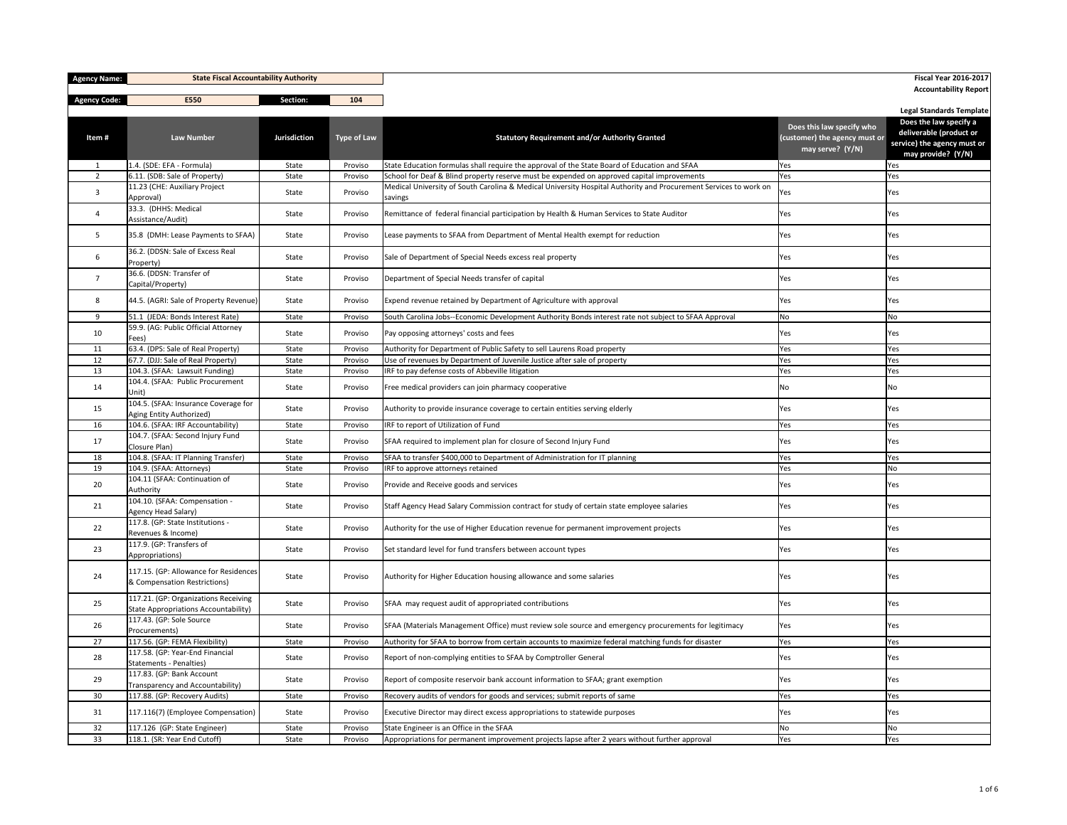| Agency Name: | State Fiscal Accountability Authority | | | Fiscal Year 2016-2017 Accountability Report |
|---|---|---|---|---|
| Agency Code: | E550 | Section: | 104 | Legal Standards Template |

| Item # | Law Number | Jurisdiction | Type of Law | Statutory Requirement and/or Authority Granted | Does this law specify who (customer) the agency must or may serve? (Y/N) | Does the law specify a deliverable (product or service) the agency must or may provide? (Y/N) |
|---|---|---|---|---|---|---|
| 1 | 1.4. (SDE: EFA - Formula) | State | Proviso | State Education formulas shall require the approval of the State Board of Education and SFAA | Yes | Yes |
| 2 | 6.11. (SDB: Sale of Property) | State | Proviso | School for Deaf & Blind property reserve must be expended on approved capital improvements | Yes | Yes |
| 3 | 11.23 (CHE: Auxiliary Project Approval) | State | Proviso | Medical University of South Carolina & Medical University Hospital Authority and Procurement Services to work on savings | Yes | Yes |
| 4 | 33.3. (DHHS: Medical Assistance/Audit) | State | Proviso | Remittance of federal financial participation by Health & Human Services to State Auditor | Yes | Yes |
| 5 | 35.8 (DMH: Lease Payments to SFAA) | State | Proviso | Lease payments to SFAA from Department of Mental Health exempt for reduction | Yes | Yes |
| 6 | 36.2. (DDSN: Sale of Excess Real Property) | State | Proviso | Sale of Department of Special Needs excess real property | Yes | Yes |
| 7 | 36.6. (DDSN: Transfer of Capital/Property) | State | Proviso | Department of Special Needs transfer of capital | Yes | Yes |
| 8 | 44.5. (AGRI: Sale of Property Revenue) | State | Proviso | Expend revenue retained by Department of Agriculture with approval | Yes | Yes |
| 9 | 51.1 (JEDA: Bonds Interest Rate) | State | Proviso | South Carolina Jobs--Economic Development Authority Bonds interest rate not subject to SFAA Approval | No | No |
| 10 | 59.9. (AG: Public Official Attorney Fees) | State | Proviso | Pay opposing attorneys' costs and fees | Yes | Yes |
| 11 | 63.4. (DPS: Sale of Real Property) | State | Proviso | Authority for Department of Public Safety to sell Laurens Road property | Yes | Yes |
| 12 | 67.7. (DJJ: Sale of Real Property) | State | Proviso | Use of revenues by Department of Juvenile Justice after sale of property | Yes | Yes |
| 13 | 104.3. (SFAA: Lawsuit Funding) | State | Proviso | IRF to pay defense costs of Abbeville litigation | Yes | Yes |
| 14 | 104.4. (SFAA: Public Procurement Unit) | State | Proviso | Free medical providers can join pharmacy cooperative | No | No |
| 15 | 104.5. (SFAA: Insurance Coverage for Aging Entity Authorized) | State | Proviso | Authority to provide insurance coverage to certain entities serving elderly | Yes | Yes |
| 16 | 104.6. (SFAA: IRF Accountability) | State | Proviso | IRF to report of Utilization of Fund | Yes | Yes |
| 17 | 104.7. (SFAA: Second Injury Fund Closure Plan) | State | Proviso | SFAA required to implement plan for closure of Second Injury Fund | Yes | Yes |
| 18 | 104.8. (SFAA: IT Planning Transfer) | State | Proviso | SFAA to transfer $400,000 to Department of Administration for IT planning | Yes | Yes |
| 19 | 104.9. (SFAA: Attorneys) | State | Proviso | IRF to approve attorneys retained | Yes | No |
| 20 | 104.11 (SFAA: Continuation of Authority) | State | Proviso | Provide and Receive goods and services | Yes | Yes |
| 21 | 104.10. (SFAA: Compensation - Agency Head Salary) | State | Proviso | Staff Agency Head Salary Commission contract for study of certain state employee salaries | Yes | Yes |
| 22 | 117.8. (GP: State Institutions - Revenues & Income) | State | Proviso | Authority for the use of Higher Education revenue for permanent improvement projects | Yes | Yes |
| 23 | 117.9. (GP: Transfers of Appropriations) | State | Proviso | Set standard level for fund transfers between account types | Yes | Yes |
| 24 | 117.15. (GP: Allowance for Residences & Compensation Restrictions) | State | Proviso | Authority for Higher Education housing allowance and some salaries | Yes | Yes |
| 25 | 117.21. (GP: Organizations Receiving State Appropriations Accountability) | State | Proviso | SFAA may request audit of appropriated contributions | Yes | Yes |
| 26 | 117.43. (GP: Sole Source Procurements) | State | Proviso | SFAA (Materials Management Office) must review sole source and emergency procurements for legitimacy | Yes | Yes |
| 27 | 117.56. (GP: FEMA Flexibility) | State | Proviso | Authority for SFAA to borrow from certain accounts to maximize federal matching funds for disaster | Yes | Yes |
| 28 | 117.58. (GP: Year-End Financial Statements - Penalties) | State | Proviso | Report of non-complying entities to SFAA by Comptroller General | Yes | Yes |
| 29 | 117.83. (GP: Bank Account Transparency and Accountability) | State | Proviso | Report of composite reservoir bank account information to SFAA; grant exemption | Yes | Yes |
| 30 | 117.88. (GP: Recovery Audits) | State | Proviso | Recovery audits of vendors for goods and services; submit reports of same | Yes | Yes |
| 31 | 117.116(7) (Employee Compensation) | State | Proviso | Executive Director may direct excess appropriations to statewide purposes | Yes | Yes |
| 32 | 117.126 (GP: State Engineer) | State | Proviso | State Engineer is an Office in the SFAA | No | No |
| 33 | 118.1. (SR: Year End Cutoff) | State | Proviso | Appropriations for permanent improvement projects lapse after 2 years without further approval | Yes | Yes |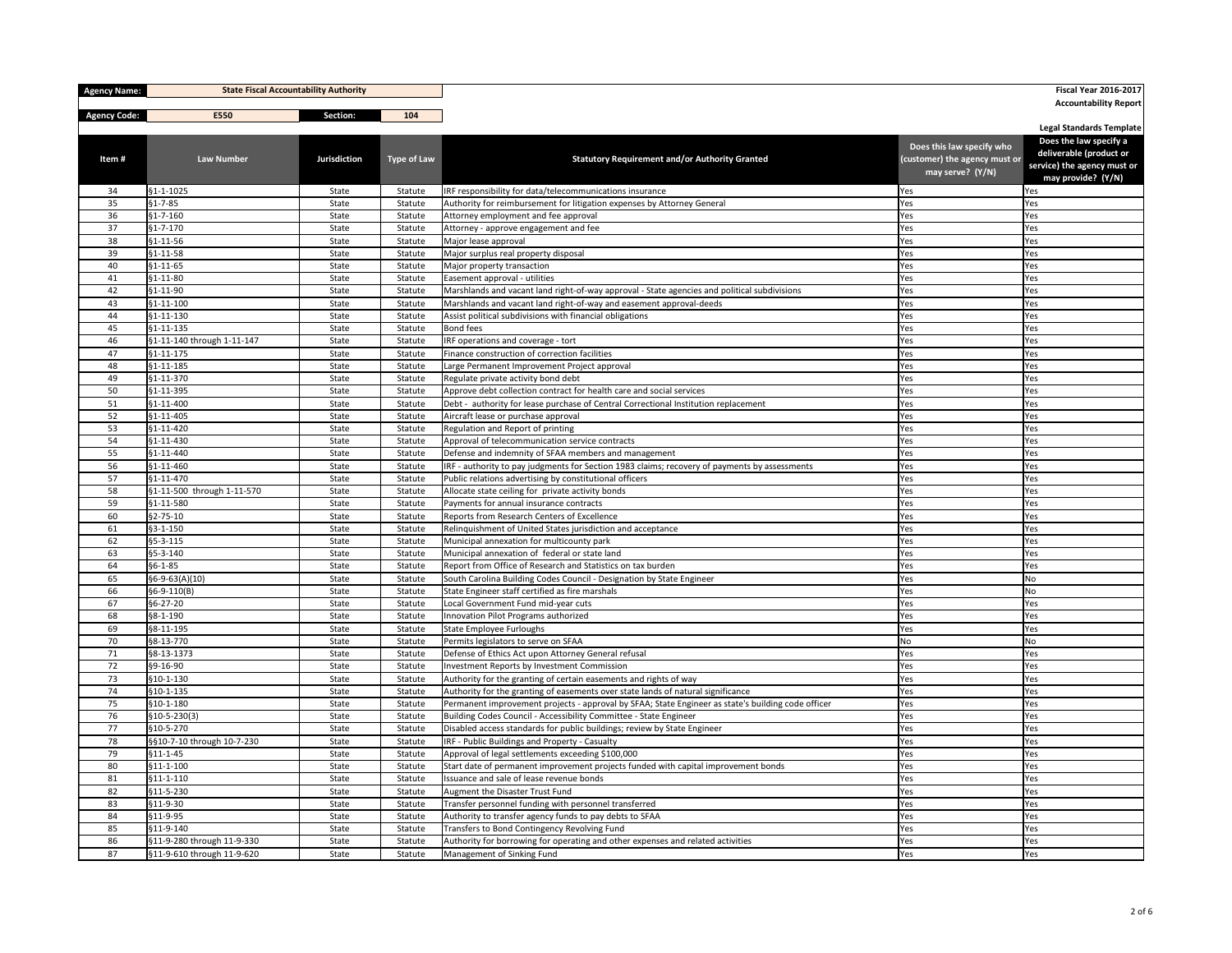| Agency Name: | State Fiscal Accountability Authority | | | | Fiscal Year 2016-2017 Accountability Report |
|---|---|---|---|---|---|
| Agency Code: | E550 | Section: | 104 | | Legal Standards Template |

| Item # | Law Number | Jurisdiction | Type of Law | Statutory Requirement and/or Authority Granted | Does this law specify who (customer) the agency must or may serve? (Y/N) | Does the law specify a deliverable (product or service) the agency must or may provide? (Y/N) |
|---|---|---|---|---|---|---|
| 34 | §1-1-1025 | State | Statute | IRF responsibility for data/telecommunications insurance | Yes | Yes |
| 35 | §1-7-85 | State | Statute | Authority for reimbursement for litigation expenses by Attorney General | Yes | Yes |
| 36 | §1-7-160 | State | Statute | Attorney employment and fee approval | Yes | Yes |
| 37 | §1-7-170 | State | Statute | Attorney - approve engagement and fee | Yes | Yes |
| 38 | §1-11-56 | State | Statute | Major lease approval | Yes | Yes |
| 39 | §1-11-58 | State | Statute | Major surplus real property disposal | Yes | Yes |
| 40 | §1-11-65 | State | Statute | Major property transaction | Yes | Yes |
| 41 | §1-11-80 | State | Statute | Easement approval - utilities | Yes | Yes |
| 42 | §1-11-90 | State | Statute | Marshlands and vacant land right-of-way approval - State agencies and political subdivisions | Yes | Yes |
| 43 | §1-11-100 | State | Statute | Marshlands and vacant land right-of-way and easement approval-deeds | Yes | Yes |
| 44 | §1-11-130 | State | Statute | Assist political subdivisions with financial obligations | Yes | Yes |
| 45 | §1-11-135 | State | Statute | Bond fees | Yes | Yes |
| 46 | §1-11-140 through 1-11-147 | State | Statute | IRF operations and coverage - tort | Yes | Yes |
| 47 | §1-11-175 | State | Statute | Finance construction of correction facilities | Yes | Yes |
| 48 | §1-11-185 | State | Statute | Large Permanent Improvement Project approval | Yes | Yes |
| 49 | §1-11-370 | State | Statute | Regulate private activity bond debt | Yes | Yes |
| 50 | §1-11-395 | State | Statute | Approve debt collection contract for health care and social services | Yes | Yes |
| 51 | §1-11-400 | State | Statute | Debt - authority for lease purchase of Central Correctional Institution replacement | Yes | Yes |
| 52 | §1-11-405 | State | Statute | Aircraft lease or purchase approval | Yes | Yes |
| 53 | §1-11-420 | State | Statute | Regulation and Report of printing | Yes | Yes |
| 54 | §1-11-430 | State | Statute | Approval of telecommunication service contracts | Yes | Yes |
| 55 | §1-11-440 | State | Statute | Defense and indemnity of SFAA members and management | Yes | Yes |
| 56 | §1-11-460 | State | Statute | IRF - authority to pay judgments for Section 1983 claims; recovery of payments by assessments | Yes | Yes |
| 57 | §1-11-470 | State | Statute | Public relations advertising by constitutional officers | Yes | Yes |
| 58 | §1-11-500 through 1-11-570 | State | Statute | Allocate state ceiling for private activity bonds | Yes | Yes |
| 59 | §1-11-580 | State | Statute | Payments for annual insurance contracts | Yes | Yes |
| 60 | §2-75-10 | State | Statute | Reports from Research Centers of Excellence | Yes | Yes |
| 61 | §3-1-150 | State | Statute | Relinquishment of United States jurisdiction and acceptance | Yes | Yes |
| 62 | §5-3-115 | State | Statute | Municipal annexation for multicounty park | Yes | Yes |
| 63 | §5-3-140 | State | Statute | Municipal annexation of federal or state land | Yes | Yes |
| 64 | §6-1-85 | State | Statute | Report from Office of Research and Statistics on tax burden | Yes | Yes |
| 65 | §6-9-63(A)(10) | State | Statute | South Carolina Building Codes Council - Designation by State Engineer | Yes | No |
| 66 | §6-9-110(B) | State | Statute | State Engineer staff certified as fire marshals | Yes | No |
| 67 | §6-27-20 | State | Statute | Local Government Fund mid-year cuts | Yes | Yes |
| 68 | §8-1-190 | State | Statute | Innovation Pilot Programs authorized | Yes | Yes |
| 69 | §8-11-195 | State | Statute | State Employee Furloughs | Yes | Yes |
| 70 | §8-13-770 | State | Statute | Permits legislators to serve on SFAA | No | No |
| 71 | §8-13-1373 | State | Statute | Defense of Ethics Act upon Attorney General refusal | Yes | Yes |
| 72 | §9-16-90 | State | Statute | Investment Reports by Investment Commission | Yes | Yes |
| 73 | §10-1-130 | State | Statute | Authority for the granting of certain easements and rights of way | Yes | Yes |
| 74 | §10-1-135 | State | Statute | Authority for the granting of easements over state lands of natural significance | Yes | Yes |
| 75 | §10-1-180 | State | Statute | Permanent improvement projects - approval by SFAA; State Engineer as state's building code officer | Yes | Yes |
| 76 | §10-5-230(3) | State | Statute | Building Codes Council - Accessibility Committee - State Engineer | Yes | Yes |
| 77 | §10-5-270 | State | Statute | Disabled access standards for public buildings; review by State Engineer | Yes | Yes |
| 78 | §§10-7-10 through 10-7-230 | State | Statute | IRF - Public Buildings and Property - Casualty | Yes | Yes |
| 79 | §11-1-45 | State | Statute | Approval of legal settlements exceeding $100,000 | Yes | Yes |
| 80 | §11-1-100 | State | Statute | Start date of permanent improvement projects funded with capital improvement bonds | Yes | Yes |
| 81 | §11-1-110 | State | Statute | Issuance and sale of lease revenue bonds | Yes | Yes |
| 82 | §11-5-230 | State | Statute | Augment the Disaster Trust Fund | Yes | Yes |
| 83 | §11-9-30 | State | Statute | Transfer personnel funding with personnel transferred | Yes | Yes |
| 84 | §11-9-95 | State | Statute | Authority to transfer agency funds to pay debts to SFAA | Yes | Yes |
| 85 | §11-9-140 | State | Statute | Transfers to Bond Contingency Revolving Fund | Yes | Yes |
| 86 | §11-9-280 through 11-9-330 | State | Statute | Authority for borrowing for operating and other expenses and related activities | Yes | Yes |
| 87 | §11-9-610 through 11-9-620 | State | Statute | Management of Sinking Fund | Yes | Yes |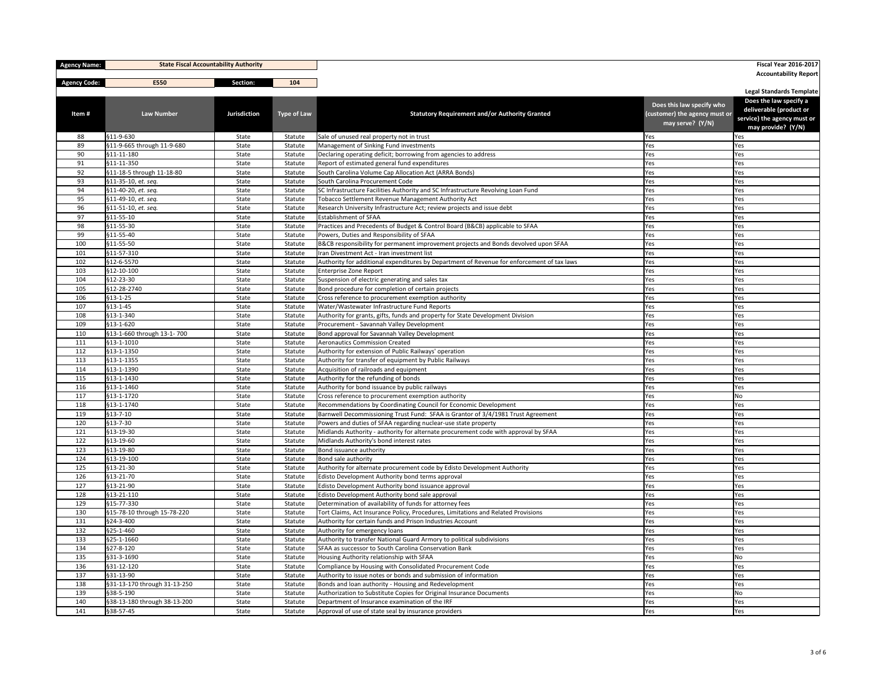| Agency Name: | State Fiscal Accountability Authority | | | | Fiscal Year 2016-2017 Accountability Report |
|---|---|---|---|---|---|
| Agency Code: | E550 | Section: | 104 | | |

**Legal Standards Template**

| Item # | Law Number | Jurisdiction | Type of Law | Statutory Requirement and/or Authority Granted | Does this law specify who (customer) the agency must or may serve? (Y/N) | Does the law specify a deliverable (product or service) the agency must or may provide? (Y/N) |
|---|---|---|---|---|---|---|
| 88 | §11-9-630 | State | Statute | Sale of unused real property not in trust | Yes | Yes |
| 89 | §11-9-665 through 11-9-680 | State | Statute | Management of Sinking Fund investments | Yes | Yes |
| 90 | §11-11-180 | State | Statute | Declaring operating deficit; borrowing from agencies to address | Yes | Yes |
| 91 | §11-11-350 | State | Statute | Report of estimated general fund expenditures | Yes | Yes |
| 92 | §11-18-5 through 11-18-80 | State | Statute | South Carolina Volume Cap Allocation Act (ARRA Bonds) | Yes | Yes |
| 93 | §11-35-10, *et. seq.* | State | Statute | South Carolina Procurement Code | Yes | Yes |
| 94 | §11-40-20, *et. seq.* | State | Statute | SC Infrastructure Facilities Authority and SC Infrastructure Revolving Loan Fund | Yes | Yes |
| 95 | §11-49-10, *et. seq.* | State | Statute | Tobacco Settlement Revenue Management Authority Act | Yes | Yes |
| 96 | §11-51-10, *et. seq.* | State | Statute | Research University Infrastructure Act; review projects and issue debt | Yes | Yes |
| 97 | §11-55-10 | State | Statute | Establishment of SFAA | Yes | Yes |
| 98 | §11-55-30 | State | Statute | Practices and Precedents of Budget & Control Board (B&CB) applicable to SFAA | Yes | Yes |
| 99 | §11-55-40 | State | Statute | Powers, Duties and Responsibility of SFAA | Yes | Yes |
| 100 | §11-55-50 | State | Statute | B&CB responsibility for permanent improvement projects and Bonds devolved upon SFAA | Yes | Yes |
| 101 | §11-57-310 | State | Statute | Iran Divestment Act - Iran investment list | Yes | Yes |
| 102 | §12-6-5570 | State | Statute | Authority for additional expenditures by Department of Revenue for enforcement of tax laws | Yes | Yes |
| 103 | §12-10-100 | State | Statute | Enterprise Zone Report | Yes | Yes |
| 104 | §12-23-30 | State | Statute | Suspension of electric generating and sales tax | Yes | Yes |
| 105 | §12-28-2740 | State | Statute | Bond procedure for completion of certain projects | Yes | Yes |
| 106 | §13-1-25 | State | Statute | Cross reference to procurement exemption authority | Yes | Yes |
| 107 | §13-1-45 | State | Statute | Water/Wastewater Infrastructure Fund Reports | Yes | Yes |
| 108 | §13-1-340 | State | Statute | Authority for grants, gifts, funds and property for State Development Division | Yes | Yes |
| 109 | §13-1-620 | State | Statute | Procurement - Savannah Valley Development | Yes | Yes |
| 110 | §13-1-660 through 13-1- 700 | State | Statute | Bond approval for Savannah Valley Development | Yes | Yes |
| 111 | §13-1-1010 | State | Statute | Aeronautics Commission Created | Yes | Yes |
| 112 | §13-1-1350 | State | Statute | Authority for extension of Public Railways' operation | Yes | Yes |
| 113 | §13-1-1355 | State | Statute | Authority for transfer of equipment by Public Railways | Yes | Yes |
| 114 | §13-1-1390 | State | Statute | Acquisition of railroads and equipment | Yes | Yes |
| 115 | §13-1-1430 | State | Statute | Authority for the refunding of bonds | Yes | Yes |
| 116 | §13-1-1460 | State | Statute | Authority for bond issuance by public railways | Yes | Yes |
| 117 | §13-1-1720 | State | Statute | Cross reference to procurement exemption authority | Yes | No |
| 118 | §13-1-1740 | State | Statute | Recommendations by Coordinating Council for Economic Development | Yes | Yes |
| 119 | §13-7-10 | State | Statute | Barnwell Decommissioning Trust Fund: SFAA is Grantor of 3/4/1981 Trust Agreement | Yes | Yes |
| 120 | §13-7-30 | State | Statute | Powers and duties of SFAA regarding nuclear-use state property | Yes | Yes |
| 121 | §13-19-30 | State | Statute | Midlands Authority - authority for alternate procurement code with approval by SFAA | Yes | Yes |
| 122 | §13-19-60 | State | Statute | Midlands Authority's bond interest rates | Yes | Yes |
| 123 | §13-19-80 | State | Statute | Bond issuance authority | Yes | Yes |
| 124 | §13-19-100 | State | Statute | Bond sale authority | Yes | Yes |
| 125 | §13-21-30 | State | Statute | Authority for alternate procurement code by Edisto Development Authority | Yes | Yes |
| 126 | §13-21-70 | State | Statute | Edisto Development Authority bond terms approval | Yes | Yes |
| 127 | §13-21-90 | State | Statute | Edisto Development Authority bond issuance approval | Yes | Yes |
| 128 | §13-21-110 | State | Statute | Edisto Development Authority bond sale approval | Yes | Yes |
| 129 | §15-77-330 | State | Statute | Determination of availability of funds for attorney fees | Yes | Yes |
| 130 | §15-78-10 through 15-78-220 | State | Statute | Tort Claims, Act Insurance Policy, Procedures, Limitations and Related Provisions | Yes | Yes |
| 131 | §24-3-400 | State | Statute | Authority for certain funds and Prison Industries Account | Yes | Yes |
| 132 | §25-1-460 | State | Statute | Authority for emergency loans | Yes | Yes |
| 133 | §25-1-1660 | State | Statute | Authority to transfer National Guard Armory to political subdivisions | Yes | Yes |
| 134 | §27-8-120 | State | Statute | SFAA as successor to South Carolina Conservation Bank | Yes | Yes |
| 135 | §31-3-1690 | State | Statute | Housing Authority relationship with SFAA | Yes | No |
| 136 | §31-12-120 | State | Statute | Compliance by Housing with Consolidated Procurement Code | Yes | Yes |
| 137 | §31-13-90 | State | Statute | Authority to issue notes or bonds and submission of information | Yes | Yes |
| 138 | §31-13-170 through 31-13-250 | State | Statute | Bonds and loan authority - Housing and Redevelopment | Yes | Yes |
| 139 | §38-5-190 | State | Statute | Authorization to Substitute Copies for Original Insurance Documents | Yes | No |
| 140 | §38-13-180 through 38-13-200 | State | Statute | Department of Insurance examination of the IRF | Yes | Yes |
| 141 | §38-57-45 | State | Statute | Approval of use of state seal by insurance providers | Yes | Yes |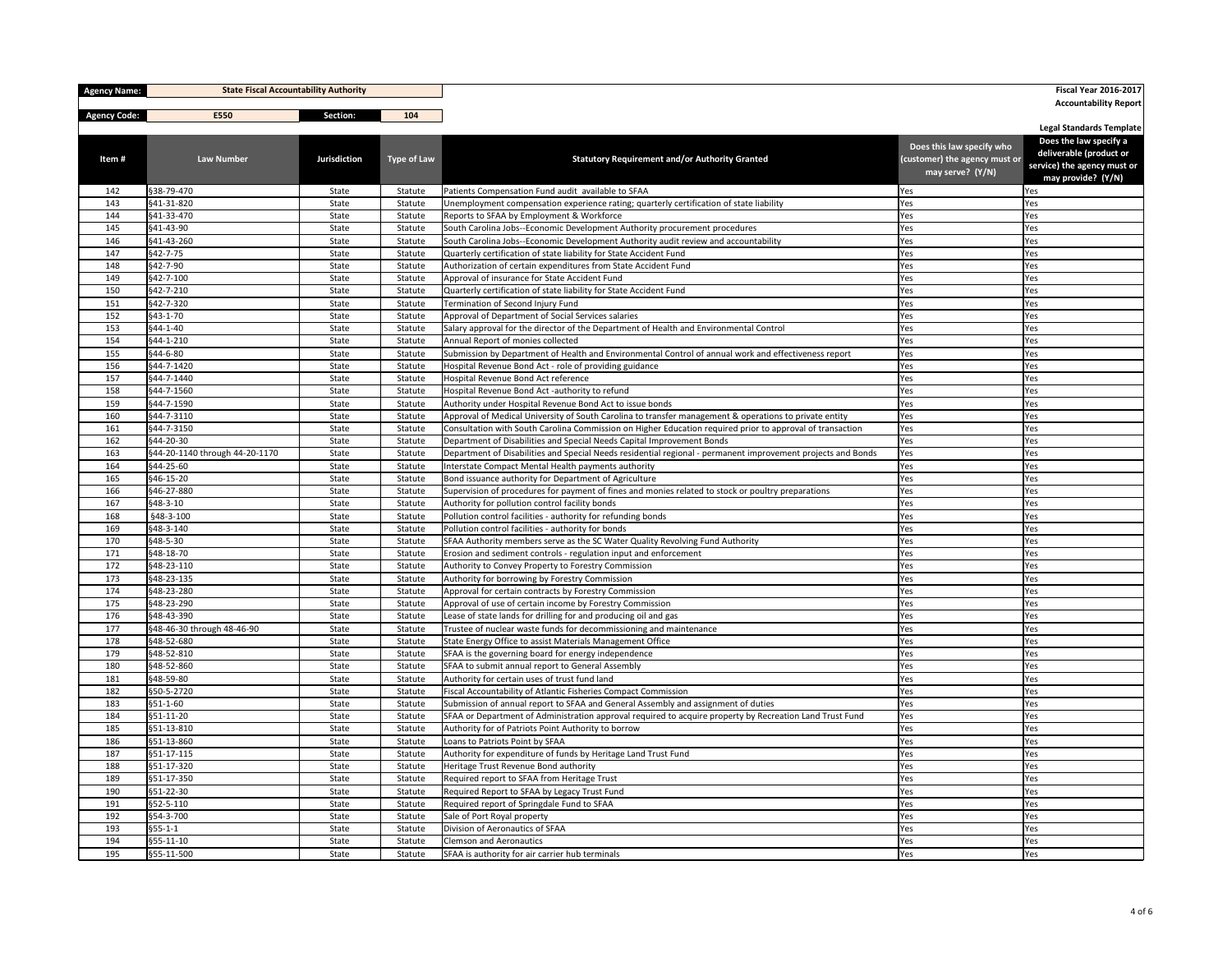| Agency Name: | State Fiscal Accountability Authority | | | | Fiscal Year 2016-2017 |
|---|---|---|---|---|---|
| Agency Code: | E550 | Section: | 104 | | Accountability Report |
| | | | | | Legal Standards Template |

| Item # | Law Number | Jurisdiction | Type of Law | Statutory Requirement and/or Authority Granted | Does this law specify who (customer) the agency must or may serve? (Y/N) | Does the law specify a deliverable (product or service) the agency must or may provide? (Y/N) |
|---|---|---|---|---|---|---|
| 142 | §38-79-470 | State | Statute | Patients Compensation Fund audit available to SFAA | Yes | Yes |
| 143 | §41-31-820 | State | Statute | Unemployment compensation experience rating; quarterly certification of state liability | Yes | Yes |
| 144 | §41-33-470 | State | Statute | Reports to SFAA by Employment & Workforce | Yes | Yes |
| 145 | §41-43-90 | State | Statute | South Carolina Jobs--Economic Development Authority procurement procedures | Yes | Yes |
| 146 | §41-43-260 | State | Statute | South Carolina Jobs--Economic Development Authority audit review and accountability | Yes | Yes |
| 147 | §42-7-75 | State | Statute | Quarterly certification of state liability for State Accident Fund | Yes | Yes |
| 148 | §42-7-90 | State | Statute | Authorization of certain expenditures from State Accident Fund | Yes | Yes |
| 149 | §42-7-100 | State | Statute | Approval of insurance for State Accident Fund | Yes | Yes |
| 150 | §42-7-210 | State | Statute | Quarterly certification of state liability for State Accident Fund | Yes | Yes |
| 151 | §42-7-320 | State | Statute | Termination of Second Injury Fund | Yes | Yes |
| 152 | §43-1-70 | State | Statute | Approval of Department of Social Services salaries | Yes | Yes |
| 153 | §44-1-40 | State | Statute | Salary approval for the director of the Department of Health and Environmental Control | Yes | Yes |
| 154 | §44-1-210 | State | Statute | Annual Report of monies collected | Yes | Yes |
| 155 | §44-6-80 | State | Statute | Submission by Department of Health and Environmental Control of annual work and effectiveness report | Yes | Yes |
| 156 | §44-7-1420 | State | Statute | Hospital Revenue Bond Act - role of providing guidance | Yes | Yes |
| 157 | §44-7-1440 | State | Statute | Hospital Revenue Bond Act reference | Yes | Yes |
| 158 | §44-7-1560 | State | Statute | Hospital Revenue Bond Act -authority to refund | Yes | Yes |
| 159 | §44-7-1590 | State | Statute | Authority under Hospital Revenue Bond Act to issue bonds | Yes | Yes |
| 160 | §44-7-3110 | State | Statute | Approval of Medical University of South Carolina to transfer management & operations to private entity | Yes | Yes |
| 161 | §44-7-3150 | State | Statute | Consultation with South Carolina Commission on Higher Education required prior to approval of transaction | Yes | Yes |
| 162 | §44-20-30 | State | Statute | Department of Disabilities and Special Needs Capital Improvement Bonds | Yes | Yes |
| 163 | §44-20-1140 through 44-20-1170 | State | Statute | Department of Disabilities and Special Needs residential regional - permanent improvement projects and Bonds | Yes | Yes |
| 164 | §44-25-60 | State | Statute | Interstate Compact Mental Health payments authority | Yes | Yes |
| 165 | §46-15-20 | State | Statute | Bond issuance authority for Department of Agriculture | Yes | Yes |
| 166 | §46-27-880 | State | Statute | Supervision of procedures for payment of fines and monies related to stock or poultry preparations | Yes | Yes |
| 167 | §48-3-10 | State | Statute | Authority for pollution control facility bonds | Yes | Yes |
| 168 | §48-3-100 | State | Statute | Pollution control facilities - authority for refunding bonds | Yes | Yes |
| 169 | §48-3-140 | State | Statute | Pollution control facilities - authority for bonds | Yes | Yes |
| 170 | §48-5-30 | State | Statute | SFAA Authority members serve as the SC Water Quality Revolving Fund Authority | Yes | Yes |
| 171 | §48-18-70 | State | Statute | Erosion and sediment controls - regulation input and enforcement | Yes | Yes |
| 172 | §48-23-110 | State | Statute | Authority to Convey Property to Forestry Commission | Yes | Yes |
| 173 | §48-23-135 | State | Statute | Authority for borrowing by Forestry Commission | Yes | Yes |
| 174 | §48-23-280 | State | Statute | Approval for certain contracts by Forestry Commission | Yes | Yes |
| 175 | §48-23-290 | State | Statute | Approval of use of certain income by Forestry Commission | Yes | Yes |
| 176 | §48-43-390 | State | Statute | Lease of state lands for drilling for and producing oil and gas | Yes | Yes |
| 177 | §48-46-30 through 48-46-90 | State | Statute | Trustee of nuclear waste funds for decommissioning and maintenance | Yes | Yes |
| 178 | §48-52-680 | State | Statute | State Energy Office to assist Materials Management Office | Yes | Yes |
| 179 | §48-52-810 | State | Statute | SFAA is the governing board for energy independence | Yes | Yes |
| 180 | §48-52-860 | State | Statute | SFAA to submit annual report to General Assembly | Yes | Yes |
| 181 | §48-59-80 | State | Statute | Authority for certain uses of trust fund land | Yes | Yes |
| 182 | §50-5-2720 | State | Statute | Fiscal Accountability of Atlantic Fisheries Compact Commission | Yes | Yes |
| 183 | §51-1-60 | State | Statute | Submission of annual report to SFAA and General Assembly and assignment of duties | Yes | Yes |
| 184 | §51-11-20 | State | Statute | SFAA or Department of Administration approval required to acquire property by Recreation Land Trust Fund | Yes | Yes |
| 185 | §51-13-810 | State | Statute | Authority for of Patriots Point Authority to borrow | Yes | Yes |
| 186 | §51-13-860 | State | Statute | Loans to Patriots Point by SFAA | Yes | Yes |
| 187 | §51-17-115 | State | Statute | Authority for expenditure of funds by Heritage Land Trust Fund | Yes | Yes |
| 188 | §51-17-320 | State | Statute | Heritage Trust Revenue Bond authority | Yes | Yes |
| 189 | §51-17-350 | State | Statute | Required report to SFAA from Heritage Trust | Yes | Yes |
| 190 | §51-22-30 | State | Statute | Required Report to SFAA by Legacy Trust Fund | Yes | Yes |
| 191 | §52-5-110 | State | Statute | Required report of Springdale Fund to SFAA | Yes | Yes |
| 192 | §54-3-700 | State | Statute | Sale of Port Royal property | Yes | Yes |
| 193 | §55-1-1 | State | Statute | Division of Aeronautics of SFAA | Yes | Yes |
| 194 | §55-11-10 | State | Statute | Clemson and Aeronautics | Yes | Yes |
| 195 | §55-11-500 | State | Statute | SFAA is authority for air carrier hub terminals | Yes | Yes |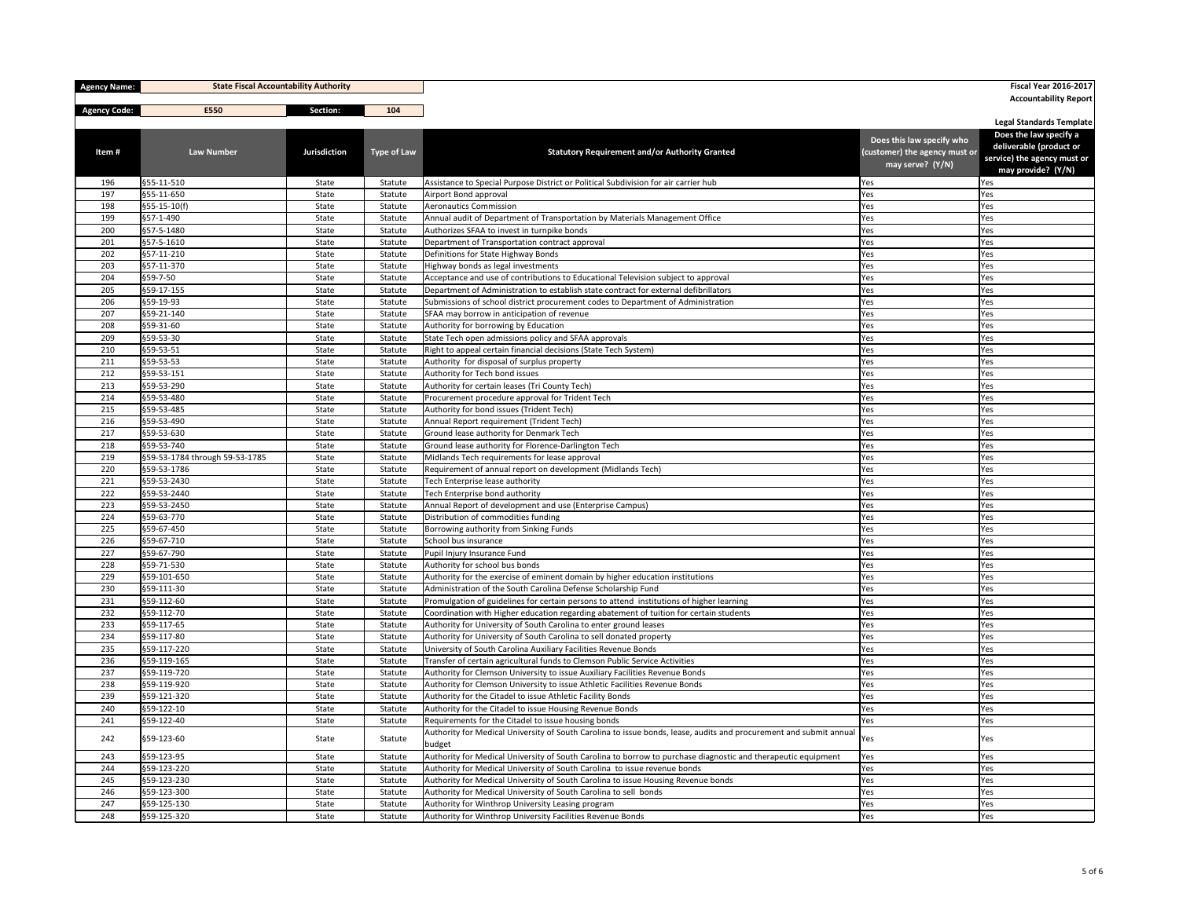| Agency Name: | State Fiscal Accountability Authority | | | | Fiscal Year 2016-2017 Accountability Report |
|---|---|---|---|---|---|
| Agency Code: | E550 | Section: | 104 | | Legal Standards Template |

| Item # | Law Number | Jurisdiction | Type of Law | Statutory Requirement and/or Authority Granted | Does this law specify who (customer) the agency must or may serve? (Y/N) | Does the law specify a deliverable (product or service) the agency must or may provide? (Y/N) |
|---|---|---|---|---|---|---|
| 196 | §55-11-510 | State | Statute | Assistance to Special Purpose District or Political Subdivision for air carrier hub | Yes | Yes |
| 197 | §55-11-650 | State | Statute | Airport Bond approval | Yes | Yes |
| 198 | §55-15-10(f) | State | Statute | Aeronautics Commission | Yes | Yes |
| 199 | §57-1-490 | State | Statute | Annual audit of Department of Transportation by Materials Management Office | Yes | Yes |
| 200 | §57-5-1480 | State | Statute | Authorizes SFAA to invest in turnpike bonds | Yes | Yes |
| 201 | §57-5-1610 | State | Statute | Department of Transportation contract approval | Yes | Yes |
| 202 | §57-11-210 | State | Statute | Definitions for State Highway Bonds | Yes | Yes |
| 203 | §57-11-370 | State | Statute | Highway bonds as legal investments | Yes | Yes |
| 204 | §59-7-50 | State | Statute | Acceptance and use of contributions to Educational Television subject to approval | Yes | Yes |
| 205 | §59-17-155 | State | Statute | Department of Administration to establish state contract for external defibrillators | Yes | Yes |
| 206 | §59-19-93 | State | Statute | Submissions of school district procurement codes to Department of Administration | Yes | Yes |
| 207 | §59-21-140 | State | Statute | SFAA may borrow in anticipation of revenue | Yes | Yes |
| 208 | §59-31-60 | State | Statute | Authority for borrowing by Education | Yes | Yes |
| 209 | §59-53-30 | State | Statute | State Tech open admissions policy and SFAA approvals | Yes | Yes |
| 210 | §59-53-51 | State | Statute | Right to appeal certain financial decisions (State Tech System) | Yes | Yes |
| 211 | §59-53-53 | State | Statute | Authority for disposal of surplus property | Yes | Yes |
| 212 | §59-53-151 | State | Statute | Authority for Tech bond issues | Yes | Yes |
| 213 | §59-53-290 | State | Statute | Authority for certain leases (Tri County Tech) | Yes | Yes |
| 214 | §59-53-480 | State | Statute | Procurement procedure approval for Trident Tech | Yes | Yes |
| 215 | §59-53-485 | State | Statute | Authority for bond issues (Trident Tech) | Yes | Yes |
| 216 | §59-53-490 | State | Statute | Annual Report requirement (Trident Tech) | Yes | Yes |
| 217 | §59-53-630 | State | Statute | Ground lease authority for Denmark Tech | Yes | Yes |
| 218 | §59-53-740 | State | Statute | Ground lease authority for Florence-Darlington Tech | Yes | Yes |
| 219 | §59-53-1784 through 59-53-1785 | State | Statute | Midlands Tech requirements for lease approval | Yes | Yes |
| 220 | §59-53-1786 | State | Statute | Requirement of annual report on development (Midlands Tech) | Yes | Yes |
| 221 | §59-53-2430 | State | Statute | Tech Enterprise lease authority | Yes | Yes |
| 222 | §59-53-2440 | State | Statute | Tech Enterprise bond authority | Yes | Yes |
| 223 | §59-53-2450 | State | Statute | Annual Report of development and use (Enterprise Campus) | Yes | Yes |
| 224 | §59-63-770 | State | Statute | Distribution of commodities funding | Yes | Yes |
| 225 | §59-67-450 | State | Statute | Borrowing authority from Sinking Funds | Yes | Yes |
| 226 | §59-67-710 | State | Statute | School bus insurance | Yes | Yes |
| 227 | §59-67-790 | State | Statute | Pupil Injury Insurance Fund | Yes | Yes |
| 228 | §59-71-530 | State | Statute | Authority for school bus bonds | Yes | Yes |
| 229 | §59-101-650 | State | Statute | Authority for the exercise of eminent domain by higher education institutions | Yes | Yes |
| 230 | §59-111-30 | State | Statute | Administration of the South Carolina Defense Scholarship Fund | Yes | Yes |
| 231 | §59-112-60 | State | Statute | Promulgation of guidelines for certain persons to attend institutions of higher learning | Yes | Yes |
| 232 | §59-112-70 | State | Statute | Coordination with Higher education regarding abatement of tuition for certain students | Yes | Yes |
| 233 | §59-117-65 | State | Statute | Authority for University of South Carolina to enter ground leases | Yes | Yes |
| 234 | §59-117-80 | State | Statute | Authority for University of South Carolina to sell donated property | Yes | Yes |
| 235 | §59-117-220 | State | Statute | University of South Carolina Auxiliary Facilities Revenue Bonds | Yes | Yes |
| 236 | §59-119-165 | State | Statute | Transfer of certain agricultural funds to Clemson Public Service Activities | Yes | Yes |
| 237 | §59-119-720 | State | Statute | Authority for Clemson University to issue Auxiliary Facilities Revenue Bonds | Yes | Yes |
| 238 | §59-119-920 | State | Statute | Authority for Clemson University to issue Athletic Facilities Revenue Bonds | Yes | Yes |
| 239 | §59-121-320 | State | Statute | Authority for the Citadel to issue Athletic Facility Bonds | Yes | Yes |
| 240 | §59-122-10 | State | Statute | Authority for the Citadel to issue Housing Revenue Bonds | Yes | Yes |
| 241 | §59-122-40 | State | Statute | Requirements for the Citadel to issue housing bonds | Yes | Yes |
| 242 | §59-123-60 | State | Statute | Authority for Medical University of South Carolina to issue bonds, lease, audits and procurement and submit annual budget | Yes | Yes |
| 243 | §59-123-95 | State | Statute | Authority for Medical University of South Carolina to borrow to purchase diagnostic and therapeutic equipment | Yes | Yes |
| 244 | §59-123-220 | State | Statute | Authority for Medical University of South Carolina to issue revenue bonds | Yes | Yes |
| 245 | §59-123-230 | State | Statute | Authority for Medical University of South Carolina to issue Housing Revenue bonds | Yes | Yes |
| 246 | §59-123-300 | State | Statute | Authority for Medical University of South Carolina to sell bonds | Yes | Yes |
| 247 | §59-125-130 | State | Statute | Authority for Winthrop University Leasing program | Yes | Yes |
| 248 | §59-125-320 | State | Statute | Authority for Winthrop University Facilities Revenue Bonds | Yes | Yes |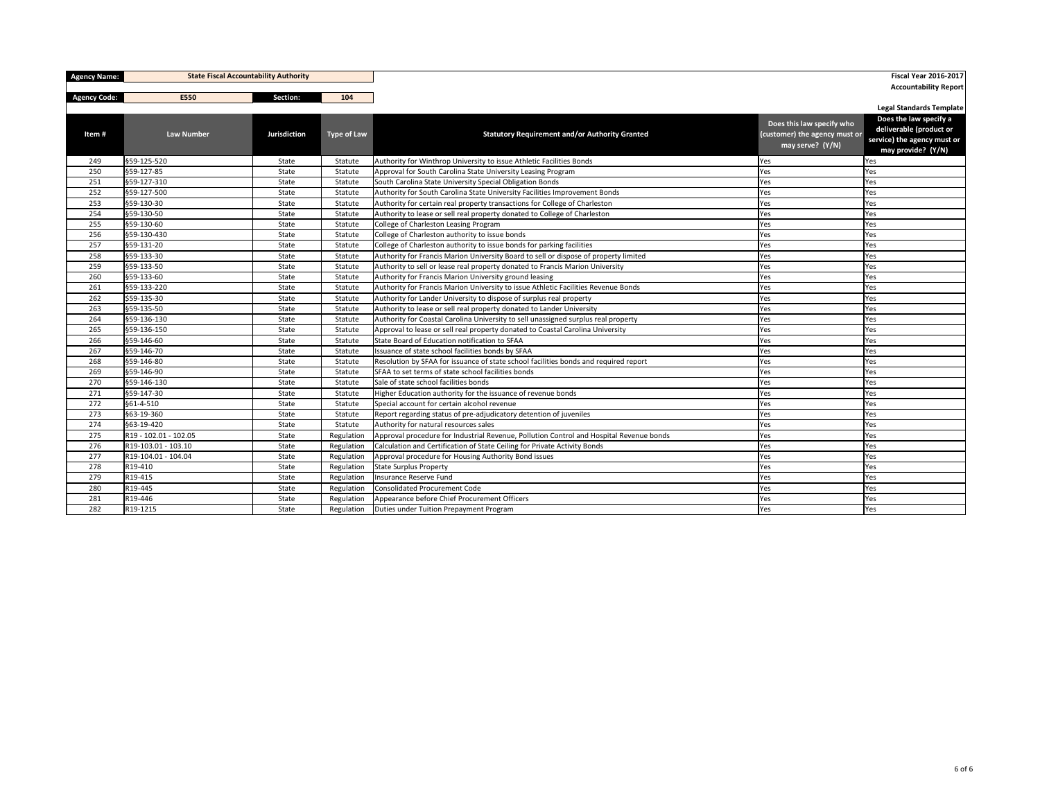| Agency Name: | State Fiscal Accountability Authority | | |
|---|---|---|---|
| Agency Code: | E550 | Section: | 104 |

**Fiscal Year 2016-2017**
**Accountability Report**

**Legal Standards Template**

| Item # | Law Number | Jurisdiction | Type of Law | Statutory Requirement and/or Authority Granted | Does this law specify who (customer) the agency must or may serve? (Y/N) | Does the law specify a deliverable (product or service) the agency must or may provide? (Y/N) |
|---|---|---|---|---|---|---|
| 249 | §59-125-520 | State | Statute | Authority for Winthrop University to issue Athletic Facilities Bonds | Yes | Yes |
| 250 | §59-127-85 | State | Statute | Approval for South Carolina State University Leasing Program | Yes | Yes |
| 251 | §59-127-310 | State | Statute | South Carolina State University Special Obligation Bonds | Yes | Yes |
| 252 | §59-127-500 | State | Statute | Authority for South Carolina State University Facilities Improvement Bonds | Yes | Yes |
| 253 | §59-130-30 | State | Statute | Authority for certain real property transactions for College of Charleston | Yes | Yes |
| 254 | §59-130-50 | State | Statute | Authority to lease or sell real property donated to College of Charleston | Yes | Yes |
| 255 | §59-130-60 | State | Statute | College of Charleston Leasing Program | Yes | Yes |
| 256 | §59-130-430 | State | Statute | College of Charleston authority to issue bonds | Yes | Yes |
| 257 | §59-131-20 | State | Statute | College of Charleston authority to issue bonds for parking facilities | Yes | Yes |
| 258 | §59-133-30 | State | Statute | Authority for Francis Marion University Board to sell or dispose of property limited | Yes | Yes |
| 259 | §59-133-50 | State | Statute | Authority to sell or lease real property donated to Francis Marion University | Yes | Yes |
| 260 | §59-133-60 | State | Statute | Authority for Francis Marion University ground leasing | Yes | Yes |
| 261 | §59-133-220 | State | Statute | Authority for Francis Marion University to issue Athletic Facilities Revenue Bonds | Yes | Yes |
| 262 | §59-135-30 | State | Statute | Authority for Lander University to dispose of surplus real property | Yes | Yes |
| 263 | §59-135-50 | State | Statute | Authority to lease or sell real property donated to Lander University | Yes | Yes |
| 264 | §59-136-130 | State | Statute | Authority for Coastal Carolina University to sell unassigned surplus real property | Yes | Yes |
| 265 | §59-136-150 | State | Statute | Approval to lease or sell real property donated to Coastal Carolina University | Yes | Yes |
| 266 | §59-146-60 | State | Statute | State Board of Education notification to SFAA | Yes | Yes |
| 267 | §59-146-70 | State | Statute | Issuance of state school facilities bonds by SFAA | Yes | Yes |
| 268 | §59-146-80 | State | Statute | Resolution by SFAA for issuance of state school facilities bonds and required report | Yes | Yes |
| 269 | §59-146-90 | State | Statute | SFAA to set terms of state school facilities bonds | Yes | Yes |
| 270 | §59-146-130 | State | Statute | Sale of state school facilities bonds | Yes | Yes |
| 271 | §59-147-30 | State | Statute | Higher Education authority for the issuance of revenue bonds | Yes | Yes |
| 272 | §61-4-510 | State | Statute | Special account for certain alcohol revenue | Yes | Yes |
| 273 | §63-19-360 | State | Statute | Report regarding status of pre-adjudicatory detention of juveniles | Yes | Yes |
| 274 | §63-19-420 | State | Statute | Authority for natural resources sales | Yes | Yes |
| 275 | R19 - 102.01 - 102.05 | State | Regulation | Approval procedure for Industrial Revenue, Pollution Control and Hospital Revenue bonds | Yes | Yes |
| 276 | R19-103.01 - 103.10 | State | Regulation | Calculation and Certification of State Ceiling for Private Activity Bonds | Yes | Yes |
| 277 | R19-104.01 - 104.04 | State | Regulation | Approval procedure for Housing Authority Bond issues | Yes | Yes |
| 278 | R19-410 | State | Regulation | State Surplus Property | Yes | Yes |
| 279 | R19-415 | State | Regulation | Insurance Reserve Fund | Yes | Yes |
| 280 | R19-445 | State | Regulation | Consolidated Procurement Code | Yes | Yes |
| 281 | R19-446 | State | Regulation | Appearance before Chief Procurement Officers | Yes | Yes |
| 282 | R19-1215 | State | Regulation | Duties under Tuition Prepayment Program | Yes | Yes |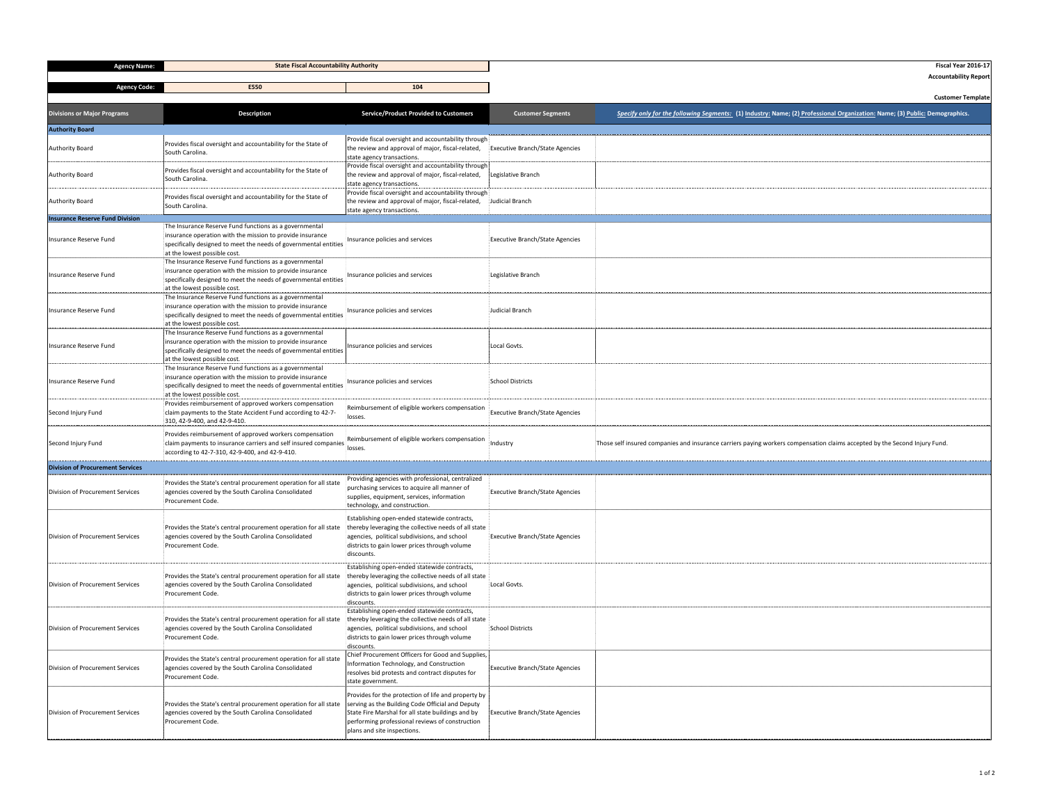| Agency Name: | State Fiscal Accountability Authority | | Fiscal Year 2016-17 |
|---|---|---|---|
| | | | Accountability Report |
| Agency Code: | E550 | 104 | |
| | | | Customer Template |

| Divisions or Major Programs | Description | Service/Product Provided to Customers | Customer Segments | *Specify only for the following Segments:* (1) Industry: Name; (2) Professional Organization: Name; (3) Public: Demographics. |
|---|---|---|---|---|
| **Authority Board** | | | | |
| Authority Board | Provides fiscal oversight and accountability for the State of South Carolina. | Provide fiscal oversight and accountability through the review and approval of major, fiscal-related, state agency transactions. | Executive Branch/State Agencies | |
| Authority Board | Provides fiscal oversight and accountability for the State of South Carolina. | Provide fiscal oversight and accountability through the review and approval of major, fiscal-related, state agency transactions. | Legislative Branch | |
| Authority Board | Provides fiscal oversight and accountability for the State of South Carolina. | Provide fiscal oversight and accountability through the review and approval of major, fiscal-related, state agency transactions. | Judicial Branch | |
| **Insurance Reserve Fund Division** | | | | |
| Insurance Reserve Fund | The Insurance Reserve Fund functions as a governmental insurance operation with the mission to provide insurance specifically designed to meet the needs of governmental entities at the lowest possible cost. | Insurance policies and services | Executive Branch/State Agencies | |
| Insurance Reserve Fund | The Insurance Reserve Fund functions as a governmental insurance operation with the mission to provide insurance specifically designed to meet the needs of governmental entities at the lowest possible cost. | Insurance policies and services | Legislative Branch | |
| Insurance Reserve Fund | The Insurance Reserve Fund functions as a governmental insurance operation with the mission to provide insurance specifically designed to meet the needs of governmental entities at the lowest possible cost. | Insurance policies and services | Judicial Branch | |
| Insurance Reserve Fund | The Insurance Reserve Fund functions as a governmental insurance operation with the mission to provide insurance specifically designed to meet the needs of governmental entities at the lowest possible cost. | Insurance policies and services | Local Govts. | |
| Insurance Reserve Fund | The Insurance Reserve Fund functions as a governmental insurance operation with the mission to provide insurance specifically designed to meet the needs of governmental entities at the lowest possible cost. | Insurance policies and services | School Districts | |
| Second Injury Fund | Provides reimbursement of approved workers compensation claim payments to the State Accident Fund according to 42-7-310, 42-9-400, and 42-9-410. | Reimbursement of eligible workers compensation losses. | Executive Branch/State Agencies | |
| Second Injury Fund | Provides reimbursement of approved workers compensation claim payments to insurance carriers and self insured companies according to 42-7-310, 42-9-400, and 42-9-410. | Reimbursement of eligible workers compensation losses. | Industry | Those self insured companies and insurance carriers paying workers compensation claims accepted by the Second Injury Fund. |
| **Division of Procurement Services** | | | | |
| Division of Procurement Services | Provides the State's central procurement operation for all state agencies covered by the South Carolina Consolidated Procurement Code. | Providing agencies with professional, centralized purchasing services to acquire all manner of supplies, equipment, services, information technology, and construction. | Executive Branch/State Agencies | |
| Division of Procurement Services | Provides the State's central procurement operation for all state agencies covered by the South Carolina Consolidated Procurement Code. | Establishing open-ended statewide contracts, thereby leveraging the collective needs of all state agencies, political subdivisions, and school districts to gain lower prices through volume discounts. | Executive Branch/State Agencies | |
| Division of Procurement Services | Provides the State's central procurement operation for all state agencies covered by the South Carolina Consolidated Procurement Code. | Establishing open-ended statewide contracts, thereby leveraging the collective needs of all state agencies, political subdivisions, and school districts to gain lower prices through volume discounts. | Local Govts. | |
| Division of Procurement Services | Provides the State's central procurement operation for all state agencies covered by the South Carolina Consolidated Procurement Code. | Establishing open-ended statewide contracts, thereby leveraging the collective needs of all state agencies, political subdivisions, and school districts to gain lower prices through volume discounts. | School Districts | |
| Division of Procurement Services | Provides the State's central procurement operation for all state agencies covered by the South Carolina Consolidated Procurement Code. | Chief Procurement Officers for Good and Supplies, Information Technology, and Construction resolves bid protests and contract disputes for state government. | Executive Branch/State Agencies | |
| Division of Procurement Services | Provides the State's central procurement operation for all state agencies covered by the South Carolina Consolidated Procurement Code. | Provides for the protection of life and property by serving as the Building Code Official and Deputy State Fire Marshal for all state buildings and by performing professional reviews of construction plans and site inspections. | Executive Branch/State Agencies | |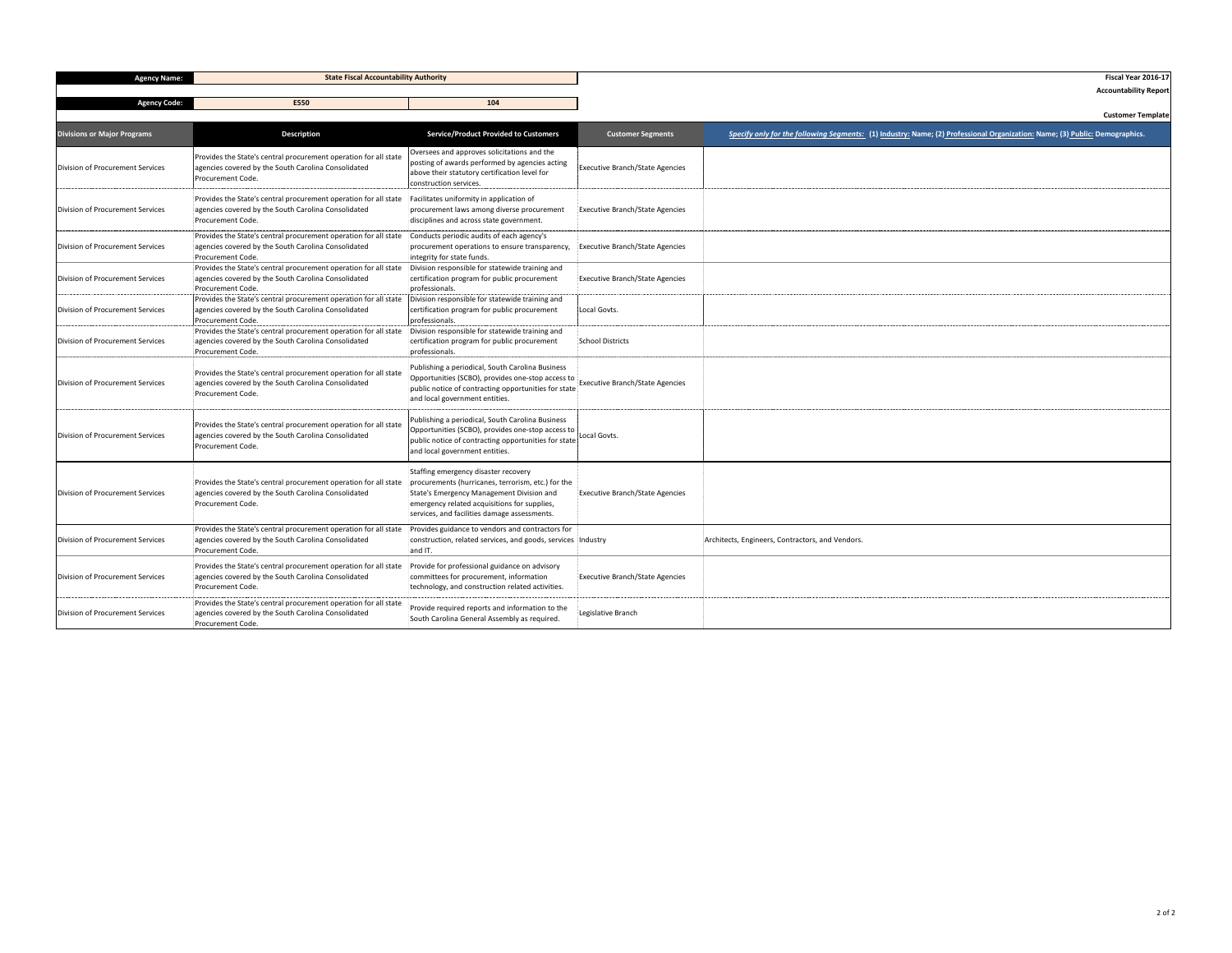| Agency Name: | State Fiscal Accountability Authority | |
|---|---|---|
| Agency Code: | E550 | 104 |

**Fiscal Year 2016-17**
**Accountability Report**

**Customer Template**

| Divisions or Major Programs | Description | Service/Product Provided to Customers | Customer Segments | *Specify only for the following Segments:* (1) Industry: Name; (2) Professional Organization: Name; (3) Public: Demographics. |
|---|---|---|---|---|
| Division of Procurement Services | Provides the State's central procurement operation for all state agencies covered by the South Carolina Consolidated Procurement Code. | Oversees and approves solicitations and the posting of awards performed by agencies acting above their statutory certification level for construction services. | Executive Branch/State Agencies | |
| Division of Procurement Services | Provides the State's central procurement operation for all state agencies covered by the South Carolina Consolidated Procurement Code. | Facilitates uniformity in application of procurement laws among diverse procurement disciplines and across state government. | Executive Branch/State Agencies | |
| Division of Procurement Services | Provides the State's central procurement operation for all state agencies covered by the South Carolina Consolidated Procurement Code. | Conducts periodic audits of each agency's procurement operations to ensure transparency, integrity for state funds. | Executive Branch/State Agencies | |
| Division of Procurement Services | Provides the State's central procurement operation for all state agencies covered by the South Carolina Consolidated Procurement Code. | Division responsible for statewide training and certification program for public procurement professionals. | Executive Branch/State Agencies | |
| Division of Procurement Services | Provides the State's central procurement operation for all state agencies covered by the South Carolina Consolidated Procurement Code. | Division responsible for statewide training and certification program for public procurement professionals. | Local Govts. | |
| Division of Procurement Services | Provides the State's central procurement operation for all state agencies covered by the South Carolina Consolidated Procurement Code. | Division responsible for statewide training and certification program for public procurement professionals. | School Districts | |
| Division of Procurement Services | Provides the State's central procurement operation for all state agencies covered by the South Carolina Consolidated Procurement Code. | Publishing a periodical, South Carolina Business Opportunities (SCBO), provides one-stop access to public notice of contracting opportunities for state and local government entities. | Executive Branch/State Agencies | |
| Division of Procurement Services | Provides the State's central procurement operation for all state agencies covered by the South Carolina Consolidated Procurement Code. | Publishing a periodical, South Carolina Business Opportunities (SCBO), provides one-stop access to public notice of contracting opportunities for state and local government entities. | Local Govts. | |
| Division of Procurement Services | Provides the State's central procurement operation for all state agencies covered by the South Carolina Consolidated Procurement Code. | Staffing emergency disaster recovery procurements (hurricanes, terrorism, etc.) for the State's Emergency Management Division and emergency related acquisitions for supplies, services, and facilities damage assessments. | Executive Branch/State Agencies | |
| Division of Procurement Services | Provides the State's central procurement operation for all state agencies covered by the South Carolina Consolidated Procurement Code. | Provides guidance to vendors and contractors for construction, related services, and goods, services and IT. | Industry | Architects, Engineers, Contractors, and Vendors. |
| Division of Procurement Services | Provides the State's central procurement operation for all state agencies covered by the South Carolina Consolidated Procurement Code. | Provide for professional guidance on advisory committees for procurement, information technology, and construction related activities. | Executive Branch/State Agencies | |
| Division of Procurement Services | Provides the State's central procurement operation for all state agencies covered by the South Carolina Consolidated Procurement Code. | Provide required reports and information to the South Carolina General Assembly as required. | Legislative Branch | |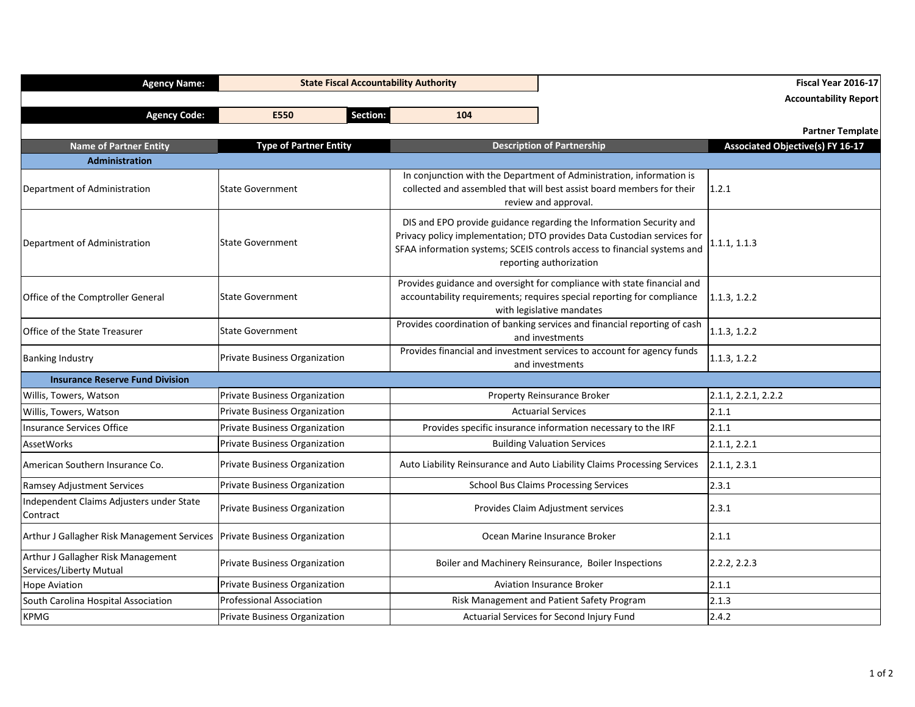| Agency Name: | State Fiscal Accountability Authority | | | Fiscal Year 2016-17 |
|---|---|---|---|---|
| | | | | Accountability Report |
| Agency Code: | E550 | Section: | 104 | |
| | | | | Partner Template |

| Name of Partner Entity | Type of Partner Entity | Description of Partnership | Associated Objective(s) FY 16-17 |
|---|---|---|---|
| **Administration** | | | |
| Department of Administration | State Government | In conjunction with the Department of Administration, information is collected and assembled that will best assist board members for their review and approval. | 1.2.1 |
| Department of Administration | State Government | DIS and EPO provide guidance regarding the Information Security and Privacy policy implementation; DTO provides Data Custodian services for SFAA information systems; SCEIS controls access to financial systems and reporting authorization | 1.1.1, 1.1.3 |
| Office of the Comptroller General | State Government | Provides guidance and oversight for compliance with state financial and accountability requirements; requires special reporting for compliance with legislative mandates | 1.1.3, 1.2.2 |
| Office of the State Treasurer | State Government | Provides coordination of banking services and financial reporting of cash and investments | 1.1.3, 1.2.2 |
| Banking Industry | Private Business Organization | Provides financial and investment services to account for agency funds and investments | 1.1.3, 1.2.2 |
| **Insurance Reserve Fund Division** | | | |
| Willis, Towers, Watson | Private Business Organization | Property Reinsurance Broker | 2.1.1, 2.2.1, 2.2.2 |
| Willis, Towers, Watson | Private Business Organization | Actuarial Services | 2.1.1 |
| Insurance Services Office | Private Business Organization | Provides specific insurance information necessary to the IRF | 2.1.1 |
| AssetWorks | Private Business Organization | Building Valuation Services | 2.1.1, 2.2.1 |
| American Southern Insurance Co. | Private Business Organization | Auto Liability Reinsurance and Auto Liability Claims Processing Services | 2.1.1, 2.3.1 |
| Ramsey Adjustment Services | Private Business Organization | School Bus Claims Processing Services | 2.3.1 |
| Independent Claims Adjusters under State Contract | Private Business Organization | Provides Claim Adjustment services | 2.3.1 |
| Arthur J Gallagher Risk Management Services | Private Business Organization | Ocean Marine Insurance Broker | 2.1.1 |
| Arthur J Gallagher Risk Management Services/Liberty Mutual | Private Business Organization | Boiler and Machinery Reinsurance, Boiler Inspections | 2.2.2, 2.2.3 |
| Hope Aviation | Private Business Organization | Aviation Insurance Broker | 2.1.1 |
| South Carolina Hospital Association | Professional Association | Risk Management and Patient Safety Program | 2.1.3 |
| KPMG | Private Business Organization | Actuarial Services for Second Injury Fund | 2.4.2 |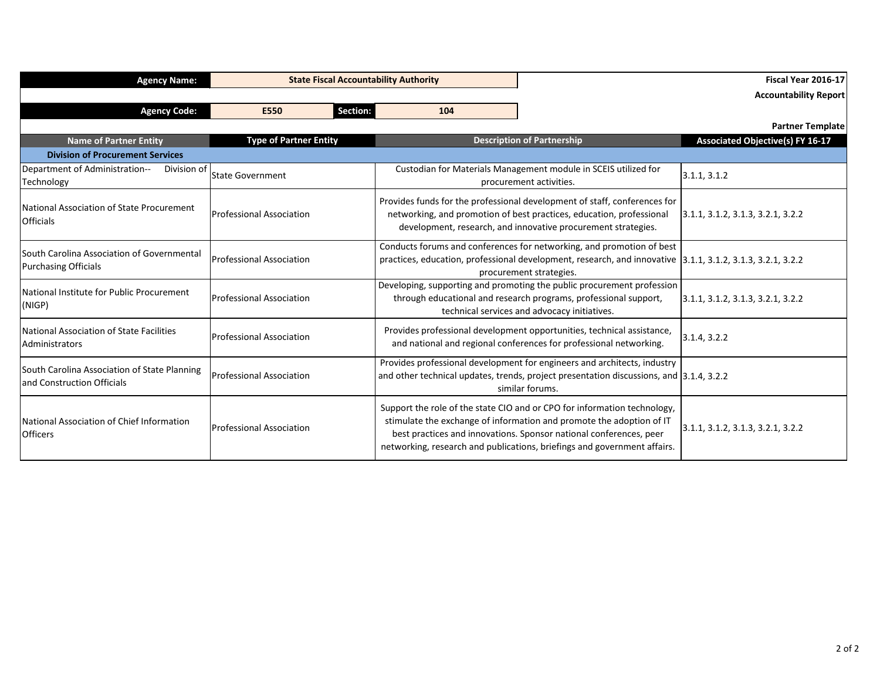| Agency Name: | State Fiscal Accountability Authority | | | Fiscal Year 2016-17 |
|---|---|---|---|---|
| | | | | Accountability Report |
| Agency Code: | E550 | Section: | 104 | |
| | | | | Partner Template |

| Name of Partner Entity | Type of Partner Entity | Description of Partnership | Associated Objective(s) FY 16-17 |
|---|---|---|---|
| **Division of Procurement Services** | | | |
| Department of Administration-- Division of Technology | State Government | Custodian for Materials Management module in SCEIS utilized for procurement activities. | 3.1.1, 3.1.2 |
| National Association of State Procurement Officials | Professional Association | Provides funds for the professional development of staff, conferences for networking, and promotion of best practices, education, professional development, research, and innovative procurement strategies. | 3.1.1, 3.1.2, 3.1.3, 3.2.1, 3.2.2 |
| South Carolina Association of Governmental Purchasing Officials | Professional Association | Conducts forums and conferences for networking, and promotion of best practices, education, professional development, research, and innovative procurement strategies. | 3.1.1, 3.1.2, 3.1.3, 3.2.1, 3.2.2 |
| National Institute for Public Procurement (NIGP) | Professional Association | Developing, supporting and promoting the public procurement profession through educational and research programs, professional support, technical services and advocacy initiatives. | 3.1.1, 3.1.2, 3.1.3, 3.2.1, 3.2.2 |
| National Association of State Facilities Administrators | Professional Association | Provides professional development opportunities, technical assistance, and national and regional conferences for professional networking. | 3.1.4, 3.2.2 |
| South Carolina Association of State Planning and Construction Officials | Professional Association | Provides professional development for engineers and architects, industry and other technical updates, trends, project presentation discussions, and similar forums. | 3.1.4, 3.2.2 |
| National Association of Chief Information Officers | Professional Association | Support the role of the state CIO and or CPO for information technology, stimulate the exchange of information and promote the adoption of IT best practices and innovations. Sponsor national conferences, peer networking, research and publications, briefings and government affairs. | 3.1.1, 3.1.2, 3.1.3, 3.2.1, 3.2.2 |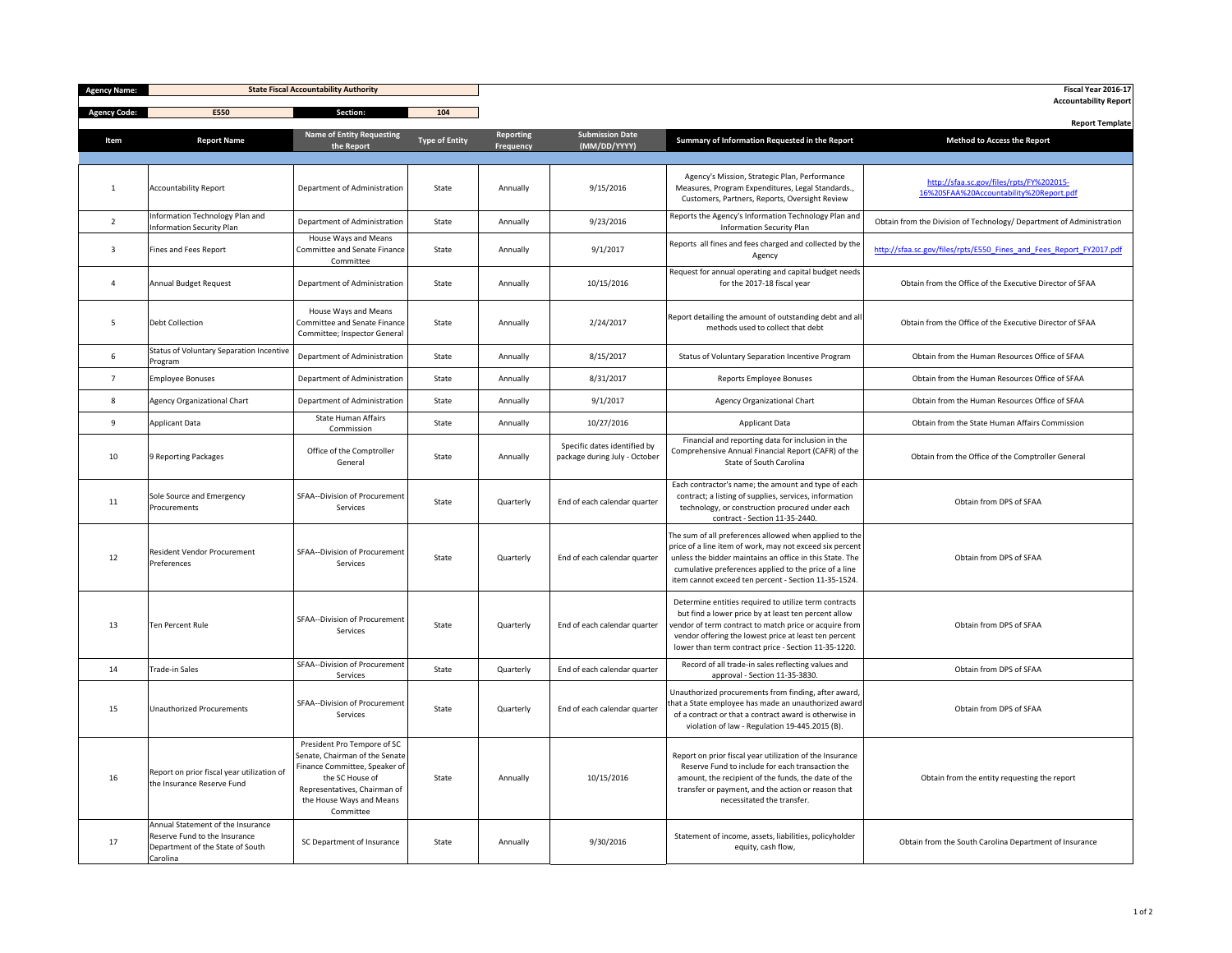| Agency Name: | State Fiscal Accountability Authority | | | Fiscal Year 2016-17 |
|---|---|---|---|---|
| Agency Code: | E550 | Section: | 104 | Accountability Report |

**Report Template**

| Item | Report Name | Name of Entity Requesting the Report | Type of Entity | Reporting Frequency | Submission Date (MM/DD/YYYY) | Summary of Information Requested in the Report | Method to Access the Report |
|---|---|---|---|---|---|---|---|
| 1 | Accountability Report | Department of Administration | State | Annually | 9/15/2016 | Agency's Mission, Strategic Plan, Performance Measures, Program Expenditures, Legal Standards., Customers, Partners, Reports, Oversight Review | http://sfaa.sc.gov/files/rpts/FY%202015-16%20SFAA%20Accountability%20Report.pdf |
| 2 | Information Technology Plan and Information Security Plan | Department of Administration | State | Annually | 9/23/2016 | Reports the Agency's Information Technology Plan and Information Security Plan | Obtain from the Division of Technology/ Department of Administration |
| 3 | Fines and Fees Report | House Ways and Means Committee and Senate Finance Committee | State | Annually | 9/1/2017 | Reports all fines and fees charged and collected by the Agency | http://sfaa.sc.gov/files/rpts/E550_Fines_and_Fees_Report_FY2017.pdf |
| 4 | Annual Budget Request | Department of Administration | State | Annually | 10/15/2016 | Request for annual operating and capital budget needs for the 2017-18 fiscal year | Obtain from the Office of the Executive Director of SFAA |
| 5 | Debt Collection | House Ways and Means Committee and Senate Finance Committee; Inspector General | State | Annually | 2/24/2017 | Report detailing the amount of outstanding debt and all methods used to collect that debt | Obtain from the Office of the Executive Director of SFAA |
| 6 | Status of Voluntary Separation Incentive Program | Department of Administration | State | Annually | 8/15/2017 | Status of Voluntary Separation Incentive Program | Obtain from the Human Resources Office of SFAA |
| 7 | Employee Bonuses | Department of Administration | State | Annually | 8/31/2017 | Reports Employee Bonuses | Obtain from the Human Resources Office of SFAA |
| 8 | Agency Organizational Chart | Department of Administration | State | Annually | 9/1/2017 | Agency Organizational Chart | Obtain from the Human Resources Office of SFAA |
| 9 | Applicant Data | State Human Affairs Commission | State | Annually | 10/27/2016 | Applicant Data | Obtain from the State Human Affairs Commission |
| 10 | 9 Reporting Packages | Office of the Comptroller General | State | Annually | Specific dates identified by package during July - October | Financial and reporting data for inclusion in the Comprehensive Annual Financial Report (CAFR) of the State of South Carolina | Obtain from the Office of the Comptroller General |
| 11 | Sole Source and Emergency Procurements | SFAA--Division of Procurement Services | State | Quarterly | End of each calendar quarter | Each contractor's name; the amount and type of each contract; a listing of supplies, services, information technology, or construction procured under each contract - Section 11-35-2440. | Obtain from DPS of SFAA |
| 12 | Resident Vendor Procurement Preferences | SFAA--Division of Procurement Services | State | Quarterly | End of each calendar quarter | The sum of all preferences allowed when applied to the price of a line item of work, may not exceed six percent unless the bidder maintains an office in this State. The cumulative preferences applied to the price of a line item cannot exceed ten percent - Section 11-35-1524. | Obtain from DPS of SFAA |
| 13 | Ten Percent Rule | SFAA--Division of Procurement Services | State | Quarterly | End of each calendar quarter | Determine entities required to utilize term contracts but find a lower price by at least ten percent allow vendor of term contract to match price or acquire from vendor offering the lowest price at least ten percent lower than term contract price - Section 11-35-1220. | Obtain from DPS of SFAA |
| 14 | Trade-in Sales | SFAA--Division of Procurement Services | State | Quarterly | End of each calendar quarter | Record of all trade-in sales reflecting values and approval - Section 11-35-3830. | Obtain from DPS of SFAA |
| 15 | Unauthorized Procurements | SFAA--Division of Procurement Services | State | Quarterly | End of each calendar quarter | Unauthorized procurements from finding, after award, that a State employee has made an unauthorized award of a contract or that a contract award is otherwise in violation of law - Regulation 19-445.2015 (B). | Obtain from DPS of SFAA |
| 16 | Report on prior fiscal year utilization of the Insurance Reserve Fund | President Pro Tempore of SC Senate, Chairman of the Senate Finance Committee, Speaker of the SC House of Representatives, Chairman of the House Ways and Means Committee | State | Annually | 10/15/2016 | Report on prior fiscal year utilization of the Insurance Reserve Fund to include for each transaction the amount, the recipient of the funds, the date of the transfer or payment, and the action or reason that necessitated the transfer. | Obtain from the entity requesting the report |
| 17 | Annual Statement of the Insurance Reserve Fund to the Insurance Department of the State of South Carolina | SC Department of Insurance | State | Annually | 9/30/2016 | Statement of income, assets, liabilities, policyholder equity, cash flow, | Obtain from the South Carolina Department of Insurance |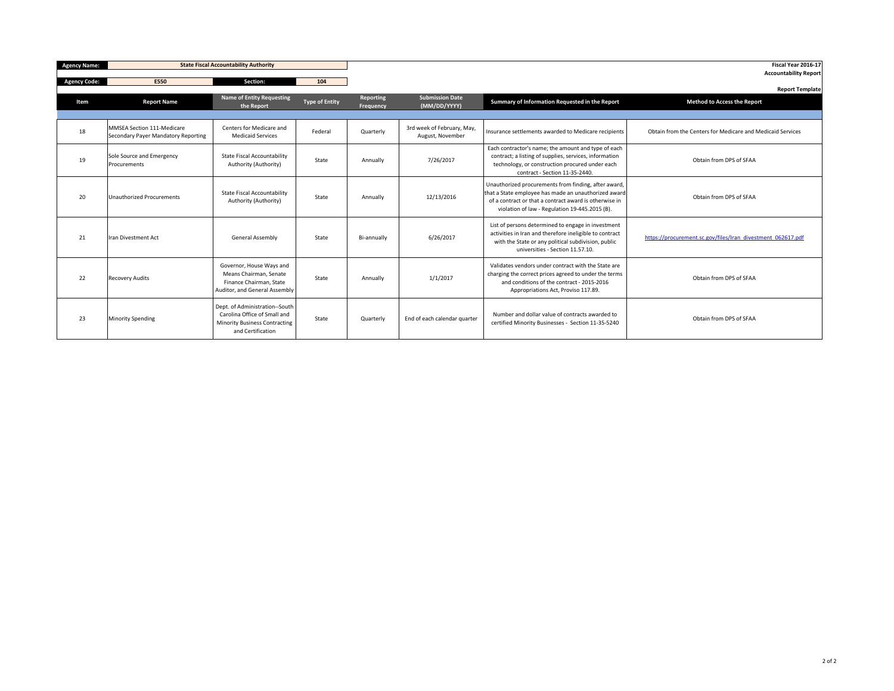| Agency Name: | State Fiscal Accountability Authority | | |
|---|---|---|---|
| Agency Code: | E550 | Section: | 104 |

**Fiscal Year 2016-17**
**Accountability Report**
**Report Template**

| Item | Report Name | Name of Entity Requesting the Report | Type of Entity | Reporting Frequency | Submission Date (MM/DD/YYYY) | Summary of Information Requested in the Report | Method to Access the Report |
|---|---|---|---|---|---|---|---|
| 18 | MMSEA Section 111-Medicare Secondary Payer Mandatory Reporting | Centers for Medicare and Medicaid Services | Federal | Quarterly | 3rd week of February, May, August, November | Insurance settlements awarded to Medicare recipients | Obtain from the Centers for Medicare and Medicaid Services |
| 19 | Sole Source and Emergency Procurements | State Fiscal Accountability Authority (Authority) | State | Annually | 7/26/2017 | Each contractor's name; the amount and type of each contract; a listing of supplies, services, information technology, or construction procured under each contract - Section 11-35-2440. | Obtain from DPS of SFAA |
| 20 | Unauthorized Procurements | State Fiscal Accountability Authority (Authority) | State | Annually | 12/13/2016 | Unauthorized procurements from finding, after award, that a State employee has made an unauthorized award of a contract or that a contract award is otherwise in violation of law - Regulation 19-445.2015 (B). | Obtain from DPS of SFAA |
| 21 | Iran Divestment Act | General Assembly | State | Bi-annually | 6/26/2017 | List of persons determined to engage in investment activities in Iran and therefore ineligible to contract with the State or any political subdivision, public universities - Section 11.57.10. | https://procurement.sc.gov/files/Iran_divestment_062617.pdf |
| 22 | Recovery Audits | Governor, House Ways and Means Chairman, Senate Finance Chairman, State Auditor, and General Assembly | State | Annually | 1/1/2017 | Validates vendors under contract with the State are charging the correct prices agreed to under the terms and conditions of the contract - 2015-2016 Appropriations Act, Proviso 117.89. | Obtain from DPS of SFAA |
| 23 | Minority Spending | Dept. of Administration--South Carolina Office of Small and Minority Business Contracting and Certification | State | Quarterly | End of each calendar quarter | Number and dollar value of contracts awarded to certified Minority Businesses - Section 11-35-5240 | Obtain from DPS of SFAA |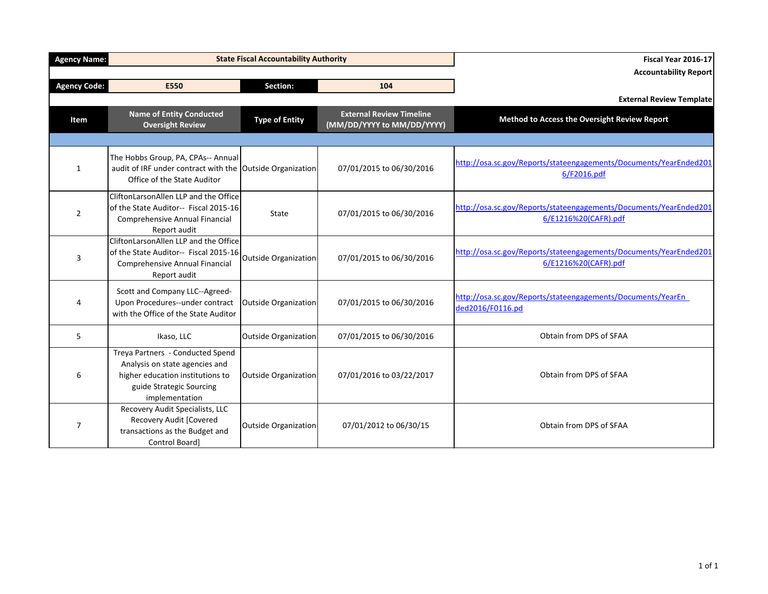| | | | | |
|---|---|---|---|---|
| **Agency Name:** | **State Fiscal Accountability Authority** | | | **Fiscal Year 2016-17** |
| | | | | **Accountability Report** |
| **Agency Code:** | **E550** | **Section:** | **104** | |
| | | | | **External Review Template** |

| Item | Name of Entity Conducted Oversight Review | Type of Entity | External Review Timeline (MM/DD/YYYY to MM/DD/YYYY) | Method to Access the Oversight Review Report |
|---|---|---|---|---|
| | | | | |
| 1 | The Hobbs Group, PA, CPAs-- Annual audit of IRF under contract with the Office of the State Auditor | Outside Organization | 07/01/2015 to 06/30/2016 | http://osa.sc.gov/Reports/stateengagements/Documents/YearEnded2016/F2016.pdf |
| 2 | CliftonLarsonAllen LLP and the Office of the State Auditor-- Fiscal 2015-16 Comprehensive Annual Financial Report audit | State | 07/01/2015 to 06/30/2016 | http://osa.sc.gov/Reports/stateengagements/Documents/YearEnded2016/E1216%20(CAFR).pdf |
| 3 | CliftonLarsonAllen LLP and the Office of the State Auditor-- Fiscal 2015-16 Comprehensive Annual Financial Report audit | Outside Organization | 07/01/2015 to 06/30/2016 | http://osa.sc.gov/Reports/stateengagements/Documents/YearEnded2016/E1216%20(CAFR).pdf |
| 4 | Scott and Company LLC--Agreed-Upon Procedures--under contract with the Office of the State Auditor | Outside Organization | 07/01/2015 to 06/30/2016 | http://osa.sc.gov/Reports/stateengagements/Documents/YearEnded2016/F0116.pd |
| 5 | Ikaso, LLC | Outside Organization | 07/01/2015 to 06/30/2016 | Obtain from DPS of SFAA |
| 6 | Treya Partners - Conducted Spend Analysis on state agencies and higher education institutions to guide Strategic Sourcing implementation | Outside Organization | 07/01/2016 to 03/22/2017 | Obtain from DPS of SFAA |
| 7 | Recovery Audit Specialists, LLC Recovery Audit [Covered transactions as the Budget and Control Board] | Outside Organization | 07/01/2012 to 06/30/15 | Obtain from DPS of SFAA |